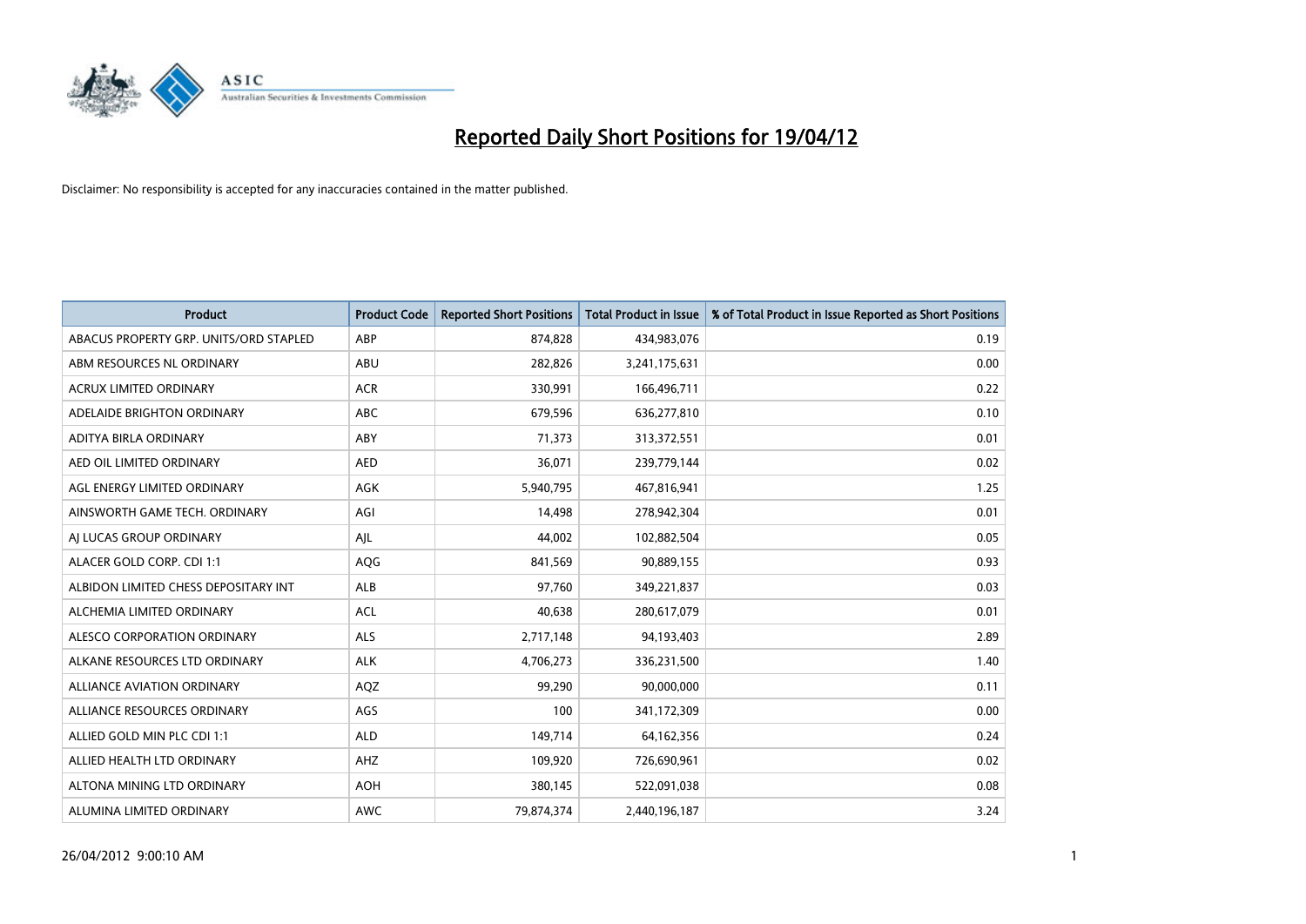# Reported Daily Short Positions for 19/04/12

Disclaimer: No responsibility is accepted for any inaccuracies contained in the matter published.

| Product | Product Code | Reported Short Positions | Total Product in Issue | % of Total Product in Issue Reported as Short Positions |
|---|---|---|---|---|
| ABACUS PROPERTY GRP. UNITS/ORD STAPLED | ABP | 874,828 | 434,983,076 | 0.19 |
| ABM RESOURCES NL ORDINARY | ABU | 282,826 | 3,241,175,631 | 0.00 |
| ACRUX LIMITED ORDINARY | ACR | 330,991 | 166,496,711 | 0.22 |
| ADELAIDE BRIGHTON ORDINARY | ABC | 679,596 | 636,277,810 | 0.10 |
| ADITYA BIRLA ORDINARY | ABY | 71,373 | 313,372,551 | 0.01 |
| AED OIL LIMITED ORDINARY | AED | 36,071 | 239,779,144 | 0.02 |
| AGL ENERGY LIMITED ORDINARY | AGK | 5,940,795 | 467,816,941 | 1.25 |
| AINSWORTH GAME TECH. ORDINARY | AGI | 14,498 | 278,942,304 | 0.01 |
| AJ LUCAS GROUP ORDINARY | AJL | 44,002 | 102,882,504 | 0.05 |
| ALACER GOLD CORP. CDI 1:1 | AQG | 841,569 | 90,889,155 | 0.93 |
| ALBIDON LIMITED CHESS DEPOSITARY INT | ALB | 97,760 | 349,221,837 | 0.03 |
| ALCHEMIA LIMITED ORDINARY | ACL | 40,638 | 280,617,079 | 0.01 |
| ALESCO CORPORATION ORDINARY | ALS | 2,717,148 | 94,193,403 | 2.89 |
| ALKANE RESOURCES LTD ORDINARY | ALK | 4,706,273 | 336,231,500 | 1.40 |
| ALLIANCE AVIATION ORDINARY | AQZ | 99,290 | 90,000,000 | 0.11 |
| ALLIANCE RESOURCES ORDINARY | AGS | 100 | 341,172,309 | 0.00 |
| ALLIED GOLD MIN PLC CDI 1:1 | ALD | 149,714 | 64,162,356 | 0.24 |
| ALLIED HEALTH LTD ORDINARY | AHZ | 109,920 | 726,690,961 | 0.02 |
| ALTONA MINING LTD ORDINARY | AOH | 380,145 | 522,091,038 | 0.08 |
| ALUMINA LIMITED ORDINARY | AWC | 79,874,374 | 2,440,196,187 | 3.24 |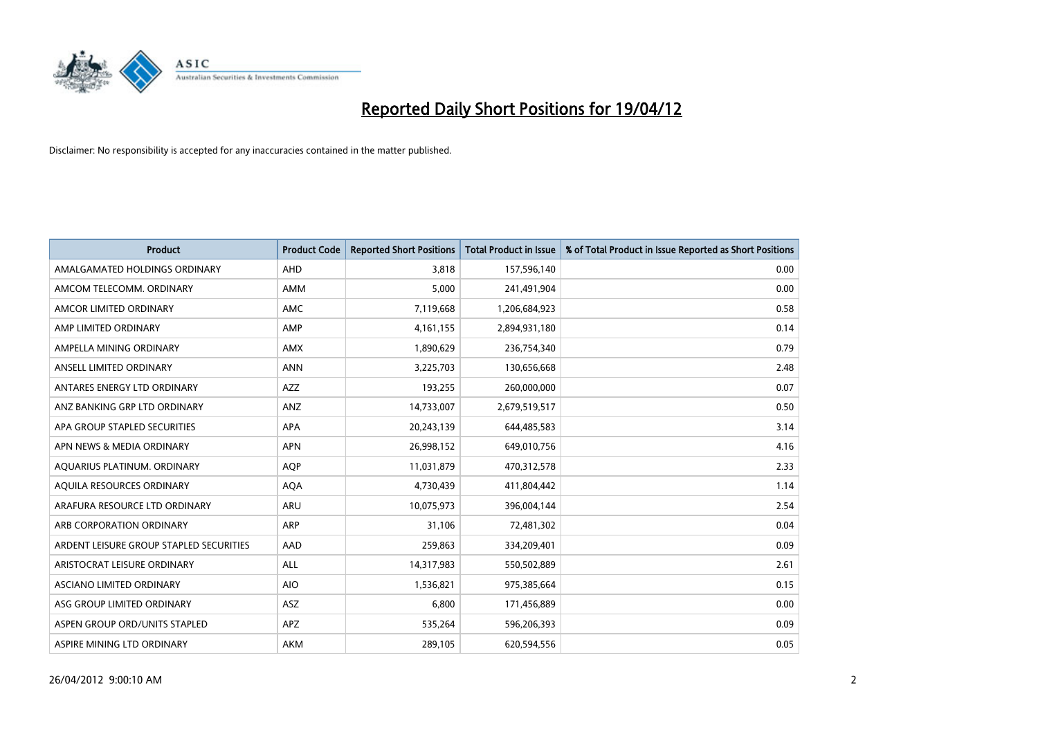# Reported Daily Short Positions for 19/04/12

Disclaimer: No responsibility is accepted for any inaccuracies contained in the matter published.

| Product | Product Code | Reported Short Positions | Total Product in Issue | % of Total Product in Issue Reported as Short Positions |
|---|---|---|---|---|
| AMALGAMATED HOLDINGS ORDINARY | AHD | 3,818 | 157,596,140 | 0.00 |
| AMCOM TELECOMM. ORDINARY | AMM | 5,000 | 241,491,904 | 0.00 |
| AMCOR LIMITED ORDINARY | AMC | 7,119,668 | 1,206,684,923 | 0.58 |
| AMP LIMITED ORDINARY | AMP | 4,161,155 | 2,894,931,180 | 0.14 |
| AMPELLA MINING ORDINARY | AMX | 1,890,629 | 236,754,340 | 0.79 |
| ANSELL LIMITED ORDINARY | ANN | 3,225,703 | 130,656,668 | 2.48 |
| ANTARES ENERGY LTD ORDINARY | AZZ | 193,255 | 260,000,000 | 0.07 |
| ANZ BANKING GRP LTD ORDINARY | ANZ | 14,733,007 | 2,679,519,517 | 0.50 |
| APA GROUP STAPLED SECURITIES | APA | 20,243,139 | 644,485,583 | 3.14 |
| APN NEWS & MEDIA ORDINARY | APN | 26,998,152 | 649,010,756 | 4.16 |
| AQUARIUS PLATINUM. ORDINARY | AQP | 11,031,879 | 470,312,578 | 2.33 |
| AQUILA RESOURCES ORDINARY | AQA | 4,730,439 | 411,804,442 | 1.14 |
| ARAFURA RESOURCE LTD ORDINARY | ARU | 10,075,973 | 396,004,144 | 2.54 |
| ARB CORPORATION ORDINARY | ARP | 31,106 | 72,481,302 | 0.04 |
| ARDENT LEISURE GROUP STAPLED SECURITIES | AAD | 259,863 | 334,209,401 | 0.09 |
| ARISTOCRAT LEISURE ORDINARY | ALL | 14,317,983 | 550,502,889 | 2.61 |
| ASCIANO LIMITED ORDINARY | AIO | 1,536,821 | 975,385,664 | 0.15 |
| ASG GROUP LIMITED ORDINARY | ASZ | 6,800 | 171,456,889 | 0.00 |
| ASPEN GROUP ORD/UNITS STAPLED | APZ | 535,264 | 596,206,393 | 0.09 |
| ASPIRE MINING LTD ORDINARY | AKM | 289,105 | 620,594,556 | 0.05 |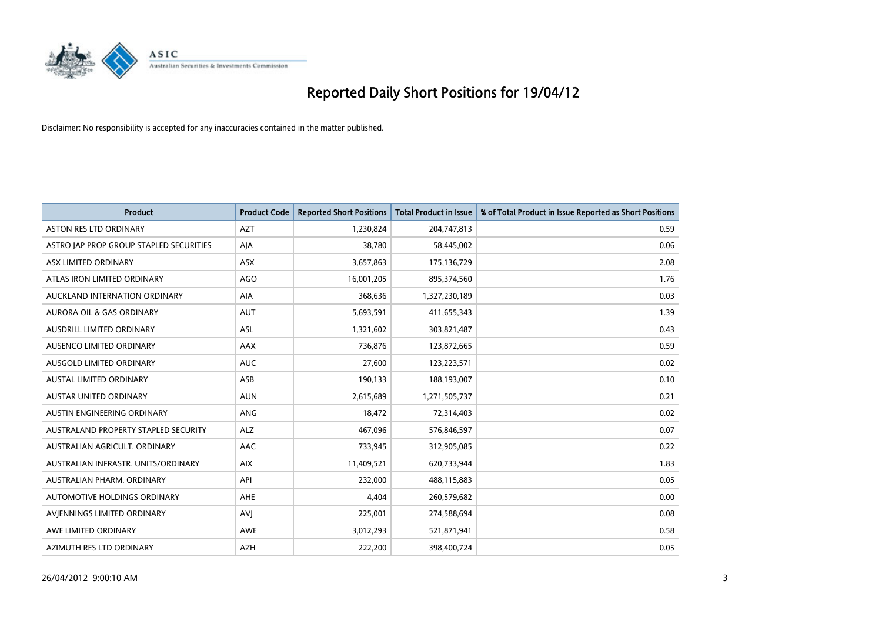# Reported Daily Short Positions for 19/04/12

Disclaimer: No responsibility is accepted for any inaccuracies contained in the matter published.

| Product | Product Code | Reported Short Positions | Total Product in Issue | % of Total Product in Issue Reported as Short Positions |
|---|---|---|---|---|
| ASTON RES LTD ORDINARY | AZT | 1,230,824 | 204,747,813 | 0.59 |
| ASTRO JAP PROP GROUP STAPLED SECURITIES | AJA | 38,780 | 58,445,002 | 0.06 |
| ASX LIMITED ORDINARY | ASX | 3,657,863 | 175,136,729 | 2.08 |
| ATLAS IRON LIMITED ORDINARY | AGO | 16,001,205 | 895,374,560 | 1.76 |
| AUCKLAND INTERNATION ORDINARY | AIA | 368,636 | 1,327,230,189 | 0.03 |
| AURORA OIL & GAS ORDINARY | AUT | 5,693,591 | 411,655,343 | 1.39 |
| AUSDRILL LIMITED ORDINARY | ASL | 1,321,602 | 303,821,487 | 0.43 |
| AUSENCO LIMITED ORDINARY | AAX | 736,876 | 123,872,665 | 0.59 |
| AUSGOLD LIMITED ORDINARY | AUC | 27,600 | 123,223,571 | 0.02 |
| AUSTAL LIMITED ORDINARY | ASB | 190,133 | 188,193,007 | 0.10 |
| AUSTAR UNITED ORDINARY | AUN | 2,615,689 | 1,271,505,737 | 0.21 |
| AUSTIN ENGINEERING ORDINARY | ANG | 18,472 | 72,314,403 | 0.02 |
| AUSTRALAND PROPERTY STAPLED SECURITY | ALZ | 467,096 | 576,846,597 | 0.07 |
| AUSTRALIAN AGRICULT. ORDINARY | AAC | 733,945 | 312,905,085 | 0.22 |
| AUSTRALIAN INFRASTR. UNITS/ORDINARY | AIX | 11,409,521 | 620,733,944 | 1.83 |
| AUSTRALIAN PHARM. ORDINARY | API | 232,000 | 488,115,883 | 0.05 |
| AUTOMOTIVE HOLDINGS ORDINARY | AHE | 4,404 | 260,579,682 | 0.00 |
| AVJENNINGS LIMITED ORDINARY | AVJ | 225,001 | 274,588,694 | 0.08 |
| AWE LIMITED ORDINARY | AWE | 3,012,293 | 521,871,941 | 0.58 |
| AZIMUTH RES LTD ORDINARY | AZH | 222,200 | 398,400,724 | 0.05 |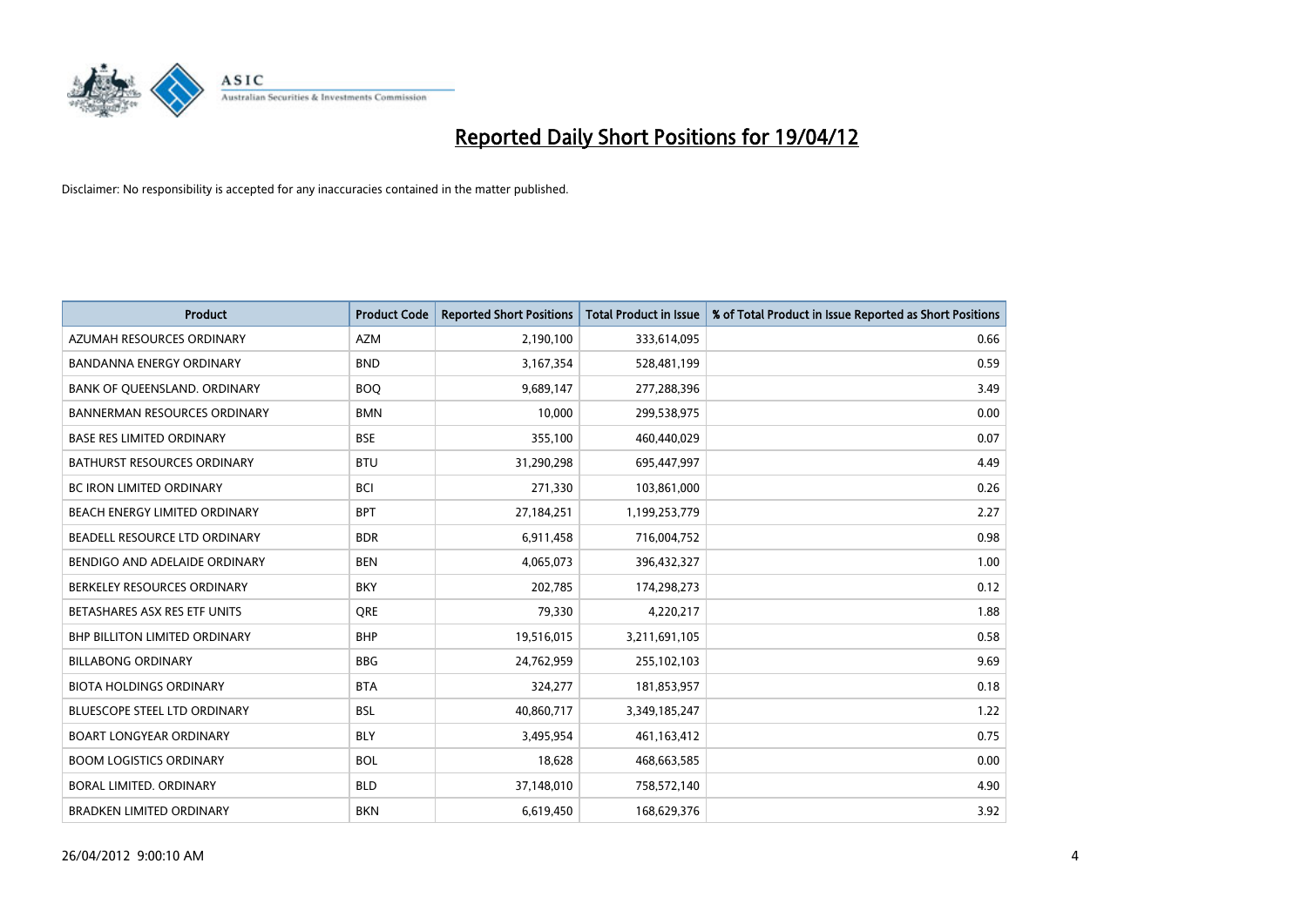# Reported Daily Short Positions for 19/04/12

Disclaimer: No responsibility is accepted for any inaccuracies contained in the matter published.

| Product | Product Code | Reported Short Positions | Total Product in Issue | % of Total Product in Issue Reported as Short Positions |
|---|---|---|---|---|
| AZUMAH RESOURCES ORDINARY | AZM | 2,190,100 | 333,614,095 | 0.66 |
| BANDANNA ENERGY ORDINARY | BND | 3,167,354 | 528,481,199 | 0.59 |
| BANK OF QUEENSLAND. ORDINARY | BOQ | 9,689,147 | 277,288,396 | 3.49 |
| BANNERMAN RESOURCES ORDINARY | BMN | 10,000 | 299,538,975 | 0.00 |
| BASE RES LIMITED ORDINARY | BSE | 355,100 | 460,440,029 | 0.07 |
| BATHURST RESOURCES ORDINARY | BTU | 31,290,298 | 695,447,997 | 4.49 |
| BC IRON LIMITED ORDINARY | BCI | 271,330 | 103,861,000 | 0.26 |
| BEACH ENERGY LIMITED ORDINARY | BPT | 27,184,251 | 1,199,253,779 | 2.27 |
| BEADELL RESOURCE LTD ORDINARY | BDR | 6,911,458 | 716,004,752 | 0.98 |
| BENDIGO AND ADELAIDE ORDINARY | BEN | 4,065,073 | 396,432,327 | 1.00 |
| BERKELEY RESOURCES ORDINARY | BKY | 202,785 | 174,298,273 | 0.12 |
| BETASHARES ASX RES ETF UNITS | QRE | 79,330 | 4,220,217 | 1.88 |
| BHP BILLITON LIMITED ORDINARY | BHP | 19,516,015 | 3,211,691,105 | 0.58 |
| BILLABONG ORDINARY | BBG | 24,762,959 | 255,102,103 | 9.69 |
| BIOTA HOLDINGS ORDINARY | BTA | 324,277 | 181,853,957 | 0.18 |
| BLUESCOPE STEEL LTD ORDINARY | BSL | 40,860,717 | 3,349,185,247 | 1.22 |
| BOART LONGYEAR ORDINARY | BLY | 3,495,954 | 461,163,412 | 0.75 |
| BOOM LOGISTICS ORDINARY | BOL | 18,628 | 468,663,585 | 0.00 |
| BORAL LIMITED. ORDINARY | BLD | 37,148,010 | 758,572,140 | 4.90 |
| BRADKEN LIMITED ORDINARY | BKN | 6,619,450 | 168,629,376 | 3.92 |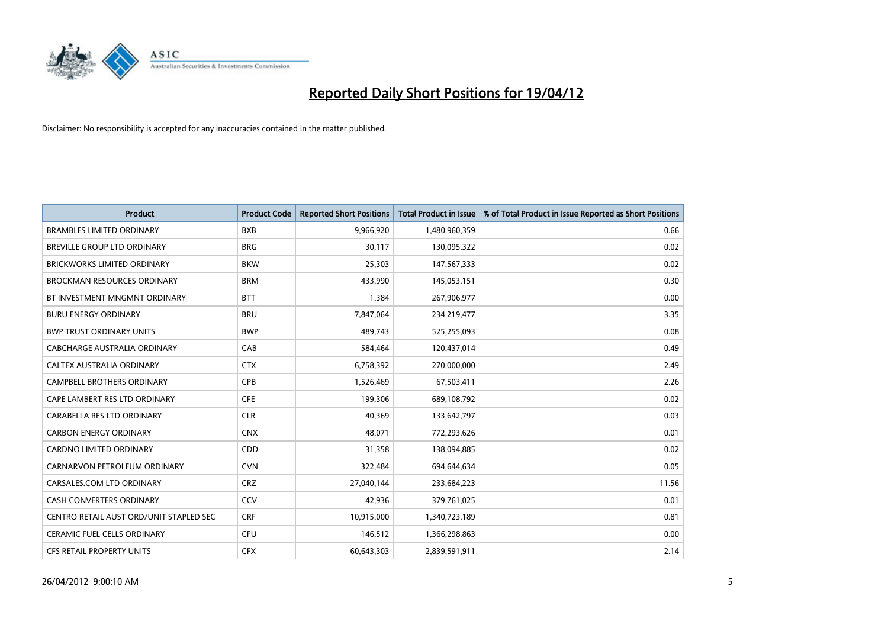# Reported Daily Short Positions for 19/04/12

Disclaimer: No responsibility is accepted for any inaccuracies contained in the matter published.

| Product | Product Code | Reported Short Positions | Total Product in Issue | % of Total Product in Issue Reported as Short Positions |
|---|---|---|---|---|
| BRAMBLES LIMITED ORDINARY | BXB | 9,966,920 | 1,480,960,359 | 0.66 |
| BREVILLE GROUP LTD ORDINARY | BRG | 30,117 | 130,095,322 | 0.02 |
| BRICKWORKS LIMITED ORDINARY | BKW | 25,303 | 147,567,333 | 0.02 |
| BROCKMAN RESOURCES ORDINARY | BRM | 433,990 | 145,053,151 | 0.30 |
| BT INVESTMENT MNGMNT ORDINARY | BTT | 1,384 | 267,906,977 | 0.00 |
| BURU ENERGY ORDINARY | BRU | 7,847,064 | 234,219,477 | 3.35 |
| BWP TRUST ORDINARY UNITS | BWP | 489,743 | 525,255,093 | 0.08 |
| CABCHARGE AUSTRALIA ORDINARY | CAB | 584,464 | 120,437,014 | 0.49 |
| CALTEX AUSTRALIA ORDINARY | CTX | 6,758,392 | 270,000,000 | 2.49 |
| CAMPBELL BROTHERS ORDINARY | CPB | 1,526,469 | 67,503,411 | 2.26 |
| CAPE LAMBERT RES LTD ORDINARY | CFE | 199,306 | 689,108,792 | 0.02 |
| CARABELLA RES LTD ORDINARY | CLR | 40,369 | 133,642,797 | 0.03 |
| CARBON ENERGY ORDINARY | CNX | 48,071 | 772,293,626 | 0.01 |
| CARDNO LIMITED ORDINARY | CDD | 31,358 | 138,094,885 | 0.02 |
| CARNARVON PETROLEUM ORDINARY | CVN | 322,484 | 694,644,634 | 0.05 |
| CARSALES.COM LTD ORDINARY | CRZ | 27,040,144 | 233,684,223 | 11.56 |
| CASH CONVERTERS ORDINARY | CCV | 42,936 | 379,761,025 | 0.01 |
| CENTRO RETAIL AUST ORD/UNIT STAPLED SEC | CRF | 10,915,000 | 1,340,723,189 | 0.81 |
| CERAMIC FUEL CELLS ORDINARY | CFU | 146,512 | 1,366,298,863 | 0.00 |
| CFS RETAIL PROPERTY UNITS | CFX | 60,643,303 | 2,839,591,911 | 2.14 |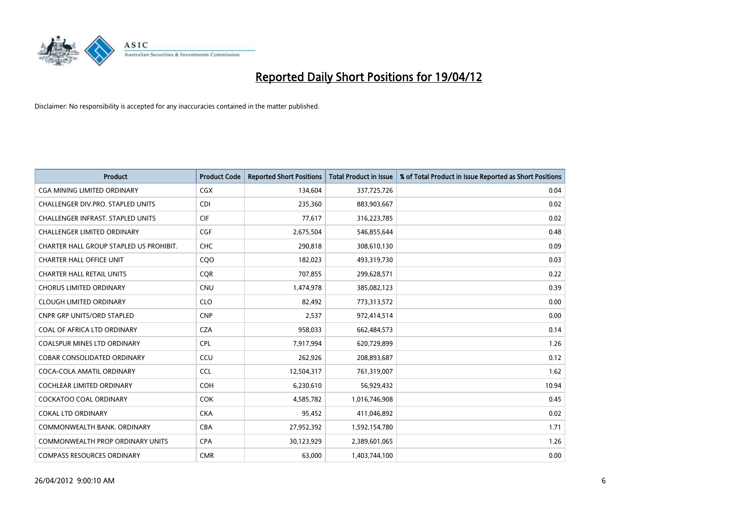# Reported Daily Short Positions for 19/04/12

Disclaimer: No responsibility is accepted for any inaccuracies contained in the matter published.

| Product | Product Code | Reported Short Positions | Total Product in Issue | % of Total Product in Issue Reported as Short Positions |
|---|---|---|---|---|
| CGA MINING LIMITED ORDINARY | CGX | 134,604 | 337,725,726 | 0.04 |
| CHALLENGER DIV.PRO. STAPLED UNITS | CDI | 235,360 | 883,903,667 | 0.02 |
| CHALLENGER INFRAST. STAPLED UNITS | CIF | 77,617 | 316,223,785 | 0.02 |
| CHALLENGER LIMITED ORDINARY | CGF | 2,675,504 | 546,855,644 | 0.48 |
| CHARTER HALL GROUP STAPLED US PROHIBIT. | CHC | 290,818 | 308,610,130 | 0.09 |
| CHARTER HALL OFFICE UNIT | CQO | 182,023 | 493,319,730 | 0.03 |
| CHARTER HALL RETAIL UNITS | CQR | 707,855 | 299,628,571 | 0.22 |
| CHORUS LIMITED ORDINARY | CNU | 1,474,978 | 385,082,123 | 0.39 |
| CLOUGH LIMITED ORDINARY | CLO | 82,492 | 773,313,572 | 0.00 |
| CNPR GRP UNITS/ORD STAPLED | CNP | 2,537 | 972,414,514 | 0.00 |
| COAL OF AFRICA LTD ORDINARY | CZA | 958,033 | 662,484,573 | 0.14 |
| COALSPUR MINES LTD ORDINARY | CPL | 7,917,994 | 620,729,899 | 1.26 |
| COBAR CONSOLIDATED ORDINARY | CCU | 262,926 | 208,893,687 | 0.12 |
| COCA-COLA AMATIL ORDINARY | CCL | 12,504,317 | 761,319,007 | 1.62 |
| COCHLEAR LIMITED ORDINARY | COH | 6,230,610 | 56,929,432 | 10.94 |
| COCKATOO COAL ORDINARY | COK | 4,585,782 | 1,016,746,908 | 0.45 |
| COKAL LTD ORDINARY | CKA | 95,452 | 411,046,892 | 0.02 |
| COMMONWEALTH BANK. ORDINARY | CBA | 27,952,392 | 1,592,154,780 | 1.71 |
| COMMONWEALTH PROP ORDINARY UNITS | CPA | 30,123,929 | 2,389,601,065 | 1.26 |
| COMPASS RESOURCES ORDINARY | CMR | 63,000 | 1,403,744,100 | 0.00 |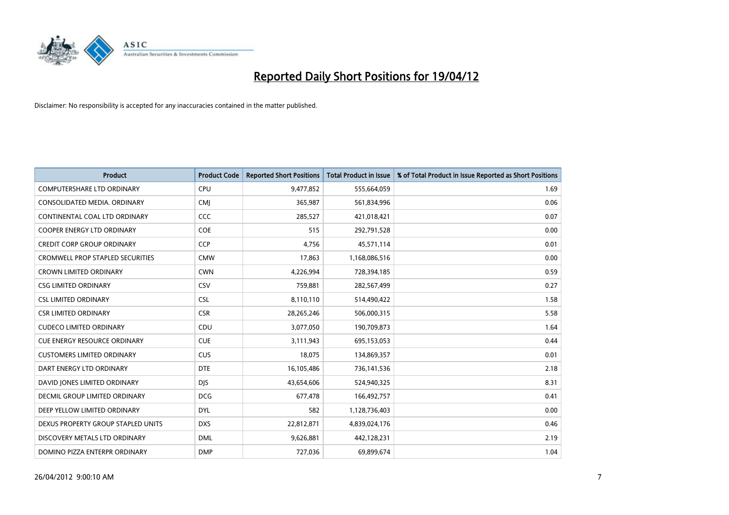# Reported Daily Short Positions for 19/04/12

Disclaimer: No responsibility is accepted for any inaccuracies contained in the matter published.

| Product | Product Code | Reported Short Positions | Total Product in Issue | % of Total Product in Issue Reported as Short Positions |
|---|---|---|---|---|
| COMPUTERSHARE LTD ORDINARY | CPU | 9,477,852 | 555,664,059 | 1.69 |
| CONSOLIDATED MEDIA. ORDINARY | CMJ | 365,987 | 561,834,996 | 0.06 |
| CONTINENTAL COAL LTD ORDINARY | CCC | 285,527 | 421,018,421 | 0.07 |
| COOPER ENERGY LTD ORDINARY | COE | 515 | 292,791,528 | 0.00 |
| CREDIT CORP GROUP ORDINARY | CCP | 4,756 | 45,571,114 | 0.01 |
| CROMWELL PROP STAPLED SECURITIES | CMW | 17,863 | 1,168,086,516 | 0.00 |
| CROWN LIMITED ORDINARY | CWN | 4,226,994 | 728,394,185 | 0.59 |
| CSG LIMITED ORDINARY | CSV | 759,881 | 282,567,499 | 0.27 |
| CSL LIMITED ORDINARY | CSL | 8,110,110 | 514,490,422 | 1.58 |
| CSR LIMITED ORDINARY | CSR | 28,265,246 | 506,000,315 | 5.58 |
| CUDECO LIMITED ORDINARY | CDU | 3,077,050 | 190,709,873 | 1.64 |
| CUE ENERGY RESOURCE ORDINARY | CUE | 3,111,943 | 695,153,053 | 0.44 |
| CUSTOMERS LIMITED ORDINARY | CUS | 18,075 | 134,869,357 | 0.01 |
| DART ENERGY LTD ORDINARY | DTE | 16,105,486 | 736,141,536 | 2.18 |
| DAVID JONES LIMITED ORDINARY | DJS | 43,654,606 | 524,940,325 | 8.31 |
| DECMIL GROUP LIMITED ORDINARY | DCG | 677,478 | 166,492,757 | 0.41 |
| DEEP YELLOW LIMITED ORDINARY | DYL | 582 | 1,128,736,403 | 0.00 |
| DEXUS PROPERTY GROUP STAPLED UNITS | DXS | 22,812,871 | 4,839,024,176 | 0.46 |
| DISCOVERY METALS LTD ORDINARY | DML | 9,626,881 | 442,128,231 | 2.19 |
| DOMINO PIZZA ENTERPR ORDINARY | DMP | 727,036 | 69,899,674 | 1.04 |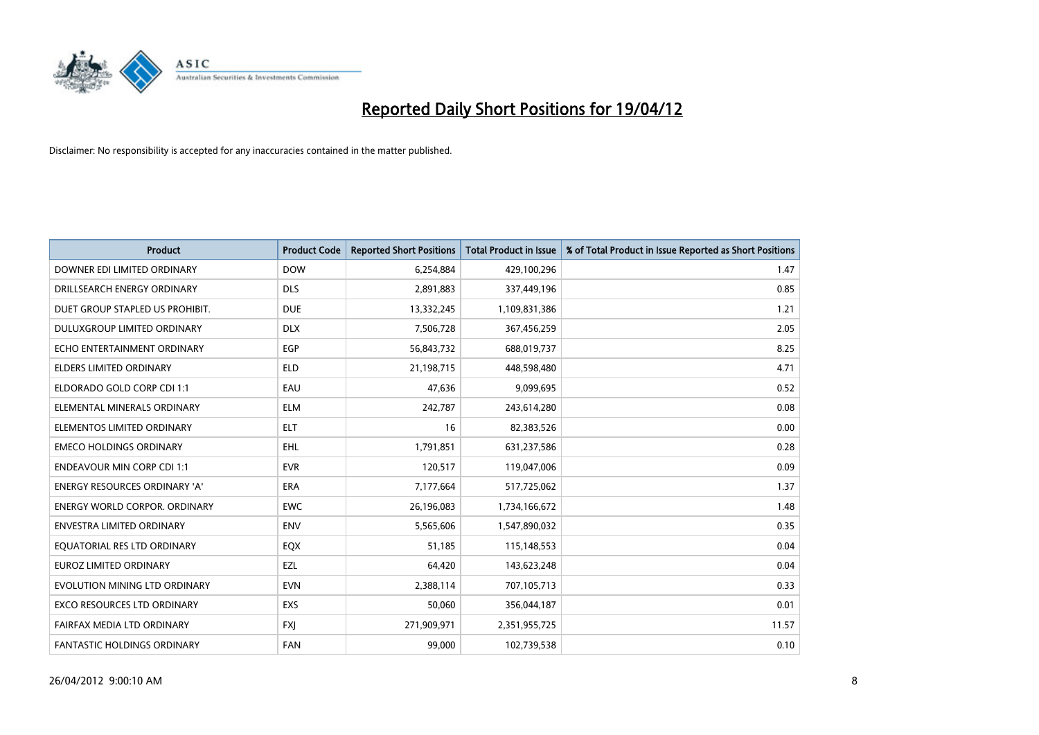# Reported Daily Short Positions for 19/04/12

Disclaimer: No responsibility is accepted for any inaccuracies contained in the matter published.

| Product | Product Code | Reported Short Positions | Total Product in Issue | % of Total Product in Issue Reported as Short Positions |
|---|---|---|---|---|
| DOWNER EDI LIMITED ORDINARY | DOW | 6,254,884 | 429,100,296 | 1.47 |
| DRILLSEARCH ENERGY ORDINARY | DLS | 2,891,883 | 337,449,196 | 0.85 |
| DUET GROUP STAPLED US PROHIBIT. | DUE | 13,332,245 | 1,109,831,386 | 1.21 |
| DULUXGROUP LIMITED ORDINARY | DLX | 7,506,728 | 367,456,259 | 2.05 |
| ECHO ENTERTAINMENT ORDINARY | EGP | 56,843,732 | 688,019,737 | 8.25 |
| ELDERS LIMITED ORDINARY | ELD | 21,198,715 | 448,598,480 | 4.71 |
| ELDORADO GOLD CORP CDI 1:1 | EAU | 47,636 | 9,099,695 | 0.52 |
| ELEMENTAL MINERALS ORDINARY | ELM | 242,787 | 243,614,280 | 0.08 |
| ELEMENTOS LIMITED ORDINARY | ELT | 16 | 82,383,526 | 0.00 |
| EMECO HOLDINGS ORDINARY | EHL | 1,791,851 | 631,237,586 | 0.28 |
| ENDEAVOUR MIN CORP CDI 1:1 | EVR | 120,517 | 119,047,006 | 0.09 |
| ENERGY RESOURCES ORDINARY 'A' | ERA | 7,177,664 | 517,725,062 | 1.37 |
| ENERGY WORLD CORPOR. ORDINARY | EWC | 26,196,083 | 1,734,166,672 | 1.48 |
| ENVESTRA LIMITED ORDINARY | ENV | 5,565,606 | 1,547,890,032 | 0.35 |
| EQUATORIAL RES LTD ORDINARY | EQX | 51,185 | 115,148,553 | 0.04 |
| EUROZ LIMITED ORDINARY | EZL | 64,420 | 143,623,248 | 0.04 |
| EVOLUTION MINING LTD ORDINARY | EVN | 2,388,114 | 707,105,713 | 0.33 |
| EXCO RESOURCES LTD ORDINARY | EXS | 50,060 | 356,044,187 | 0.01 |
| FAIRFAX MEDIA LTD ORDINARY | FXJ | 271,909,971 | 2,351,955,725 | 11.57 |
| FANTASTIC HOLDINGS ORDINARY | FAN | 99,000 | 102,739,538 | 0.10 |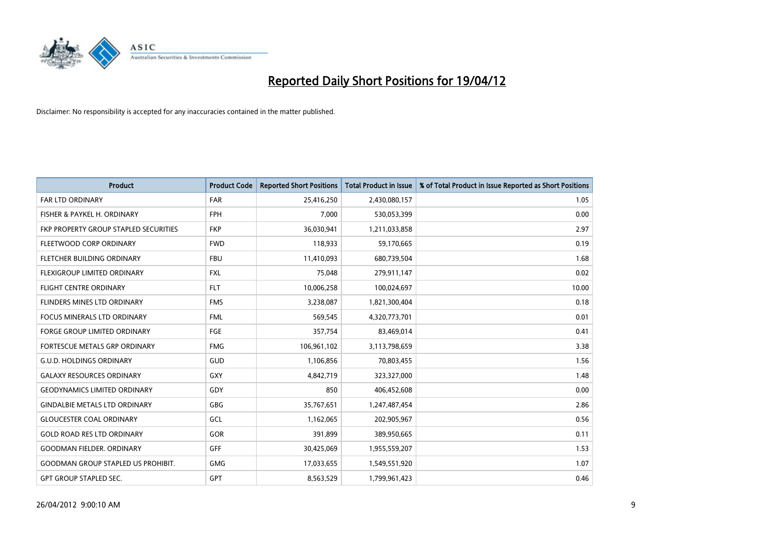# Reported Daily Short Positions for 19/04/12

Disclaimer: No responsibility is accepted for any inaccuracies contained in the matter published.

| Product | Product Code | Reported Short Positions | Total Product in Issue | % of Total Product in Issue Reported as Short Positions |
|---|---|---|---|---|
| FAR LTD ORDINARY | FAR | 25,416,250 | 2,430,080,157 | 1.05 |
| FISHER & PAYKEL H. ORDINARY | FPH | 7,000 | 530,053,399 | 0.00 |
| FKP PROPERTY GROUP STAPLED SECURITIES | FKP | 36,030,941 | 1,211,033,858 | 2.97 |
| FLEETWOOD CORP ORDINARY | FWD | 118,933 | 59,170,665 | 0.19 |
| FLETCHER BUILDING ORDINARY | FBU | 11,410,093 | 680,739,504 | 1.68 |
| FLEXIGROUP LIMITED ORDINARY | FXL | 75,048 | 279,911,147 | 0.02 |
| FLIGHT CENTRE ORDINARY | FLT | 10,006,258 | 100,024,697 | 10.00 |
| FLINDERS MINES LTD ORDINARY | FMS | 3,238,087 | 1,821,300,404 | 0.18 |
| FOCUS MINERALS LTD ORDINARY | FML | 569,545 | 4,320,773,701 | 0.01 |
| FORGE GROUP LIMITED ORDINARY | FGE | 357,754 | 83,469,014 | 0.41 |
| FORTESCUE METALS GRP ORDINARY | FMG | 106,961,102 | 3,113,798,659 | 3.38 |
| G.U.D. HOLDINGS ORDINARY | GUD | 1,106,856 | 70,803,455 | 1.56 |
| GALAXY RESOURCES ORDINARY | GXY | 4,842,719 | 323,327,000 | 1.48 |
| GEODYNAMICS LIMITED ORDINARY | GDY | 850 | 406,452,608 | 0.00 |
| GINDALBIE METALS LTD ORDINARY | GBG | 35,767,651 | 1,247,487,454 | 2.86 |
| GLOUCESTER COAL ORDINARY | GCL | 1,162,065 | 202,905,967 | 0.56 |
| GOLD ROAD RES LTD ORDINARY | GOR | 391,899 | 389,950,665 | 0.11 |
| GOODMAN FIELDER. ORDINARY | GFF | 30,425,069 | 1,955,559,207 | 1.53 |
| GOODMAN GROUP STAPLED US PROHIBIT. | GMG | 17,033,655 | 1,549,551,920 | 1.07 |
| GPT GROUP STAPLED SEC. | GPT | 8,563,529 | 1,799,961,423 | 0.46 |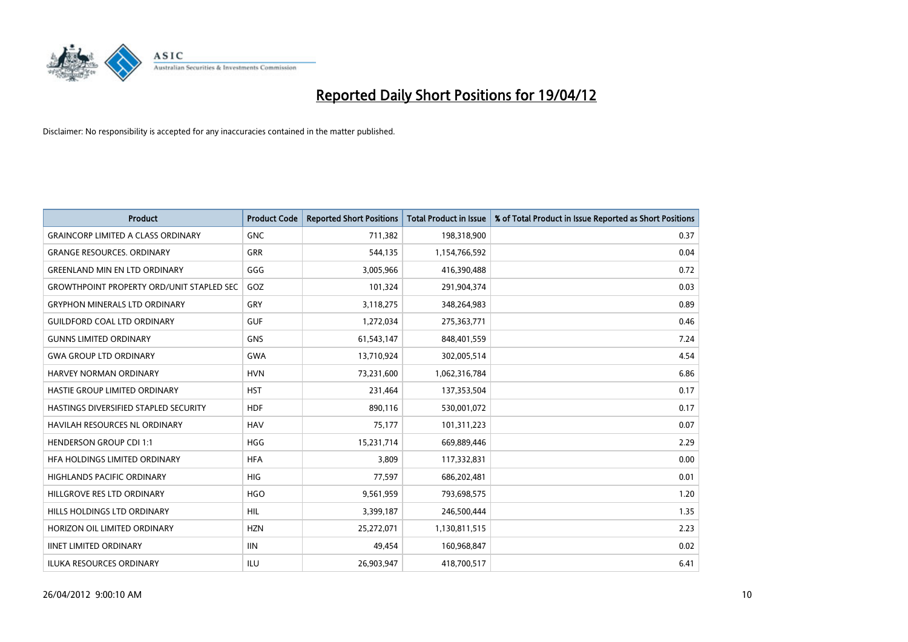# Reported Daily Short Positions for 19/04/12

Disclaimer: No responsibility is accepted for any inaccuracies contained in the matter published.

| Product | Product Code | Reported Short Positions | Total Product in Issue | % of Total Product in Issue Reported as Short Positions |
|---|---|---|---|---|
| GRAINCORP LIMITED A CLASS ORDINARY | GNC | 711,382 | 198,318,900 | 0.37 |
| GRANGE RESOURCES. ORDINARY | GRR | 544,135 | 1,154,766,592 | 0.04 |
| GREENLAND MIN EN LTD ORDINARY | GGG | 3,005,966 | 416,390,488 | 0.72 |
| GROWTHPOINT PROPERTY ORD/UNIT STAPLED SEC | GOZ | 101,324 | 291,904,374 | 0.03 |
| GRYPHON MINERALS LTD ORDINARY | GRY | 3,118,275 | 348,264,983 | 0.89 |
| GUILDFORD COAL LTD ORDINARY | GUF | 1,272,034 | 275,363,771 | 0.46 |
| GUNNS LIMITED ORDINARY | GNS | 61,543,147 | 848,401,559 | 7.24 |
| GWA GROUP LTD ORDINARY | GWA | 13,710,924 | 302,005,514 | 4.54 |
| HARVEY NORMAN ORDINARY | HVN | 73,231,600 | 1,062,316,784 | 6.86 |
| HASTIE GROUP LIMITED ORDINARY | HST | 231,464 | 137,353,504 | 0.17 |
| HASTINGS DIVERSIFIED STAPLED SECURITY | HDF | 890,116 | 530,001,072 | 0.17 |
| HAVILAH RESOURCES NL ORDINARY | HAV | 75,177 | 101,311,223 | 0.07 |
| HENDERSON GROUP CDI 1:1 | HGG | 15,231,714 | 669,889,446 | 2.29 |
| HFA HOLDINGS LIMITED ORDINARY | HFA | 3,809 | 117,332,831 | 0.00 |
| HIGHLANDS PACIFIC ORDINARY | HIG | 77,597 | 686,202,481 | 0.01 |
| HILLGROVE RES LTD ORDINARY | HGO | 9,561,959 | 793,698,575 | 1.20 |
| HILLS HOLDINGS LTD ORDINARY | HIL | 3,399,187 | 246,500,444 | 1.35 |
| HORIZON OIL LIMITED ORDINARY | HZN | 25,272,071 | 1,130,811,515 | 2.23 |
| IINET LIMITED ORDINARY | IIN | 49,454 | 160,968,847 | 0.02 |
| ILUKA RESOURCES ORDINARY | ILU | 26,903,947 | 418,700,517 | 6.41 |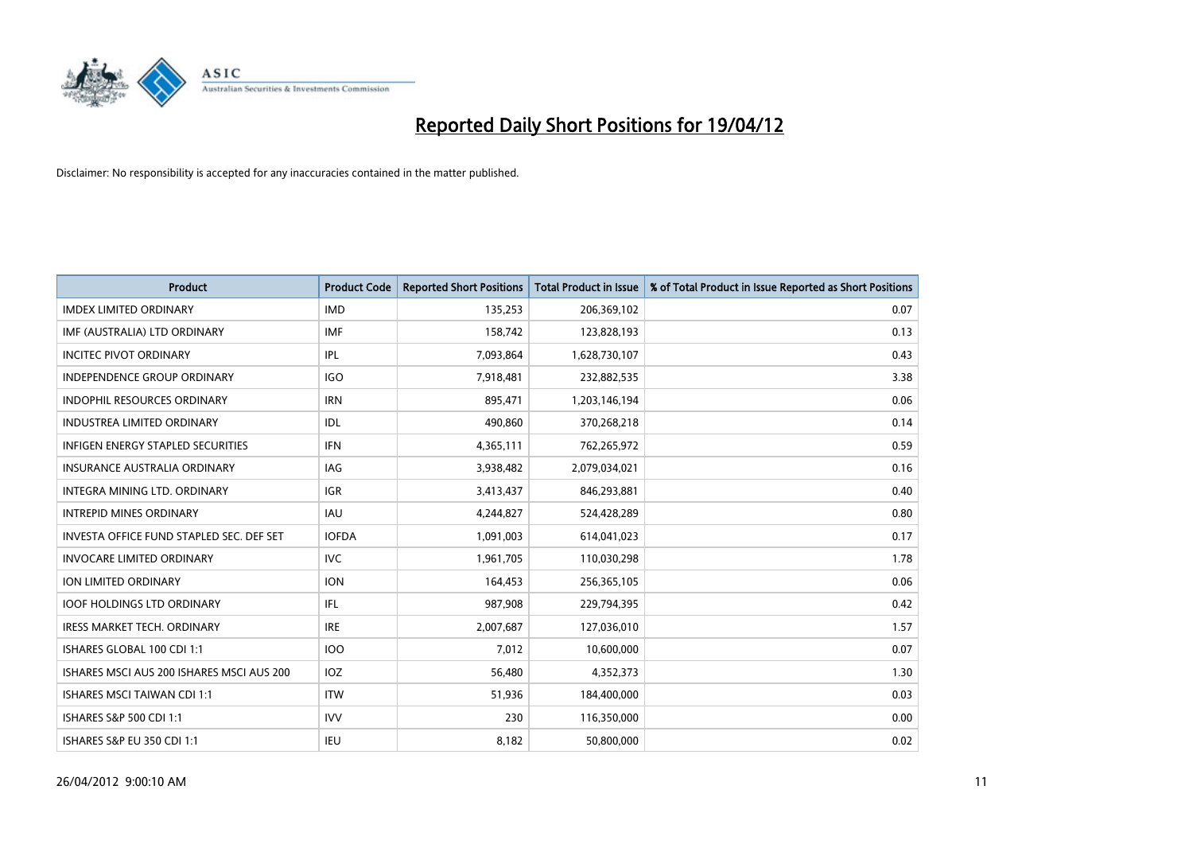# Reported Daily Short Positions for 19/04/12

Disclaimer: No responsibility is accepted for any inaccuracies contained in the matter published.

| Product | Product Code | Reported Short Positions | Total Product in Issue | % of Total Product in Issue Reported as Short Positions |
|---|---|---|---|---|
| IMDEX LIMITED ORDINARY | IMD | 135,253 | 206,369,102 | 0.07 |
| IMF (AUSTRALIA) LTD ORDINARY | IMF | 158,742 | 123,828,193 | 0.13 |
| INCITEC PIVOT ORDINARY | IPL | 7,093,864 | 1,628,730,107 | 0.43 |
| INDEPENDENCE GROUP ORDINARY | IGO | 7,918,481 | 232,882,535 | 3.38 |
| INDOPHIL RESOURCES ORDINARY | IRN | 895,471 | 1,203,146,194 | 0.06 |
| INDUSTREA LIMITED ORDINARY | IDL | 490,860 | 370,268,218 | 0.14 |
| INFIGEN ENERGY STAPLED SECURITIES | IFN | 4,365,111 | 762,265,972 | 0.59 |
| INSURANCE AUSTRALIA ORDINARY | IAG | 3,938,482 | 2,079,034,021 | 0.16 |
| INTEGRA MINING LTD. ORDINARY | IGR | 3,413,437 | 846,293,881 | 0.40 |
| INTREPID MINES ORDINARY | IAU | 4,244,827 | 524,428,289 | 0.80 |
| INVESTA OFFICE FUND STAPLED SEC. DEF SET | IOFDA | 1,091,003 | 614,041,023 | 0.17 |
| INVOCARE LIMITED ORDINARY | IVC | 1,961,705 | 110,030,298 | 1.78 |
| ION LIMITED ORDINARY | ION | 164,453 | 256,365,105 | 0.06 |
| IOOF HOLDINGS LTD ORDINARY | IFL | 987,908 | 229,794,395 | 0.42 |
| IRESS MARKET TECH. ORDINARY | IRE | 2,007,687 | 127,036,010 | 1.57 |
| ISHARES GLOBAL 100 CDI 1:1 | IOO | 7,012 | 10,600,000 | 0.07 |
| ISHARES MSCI AUS 200 ISHARES MSCI AUS 200 | IOZ | 56,480 | 4,352,373 | 1.30 |
| ISHARES MSCI TAIWAN CDI 1:1 | ITW | 51,936 | 184,400,000 | 0.03 |
| ISHARES S&P 500 CDI 1:1 | IVV | 230 | 116,350,000 | 0.00 |
| ISHARES S&P EU 350 CDI 1:1 | IEU | 8,182 | 50,800,000 | 0.02 |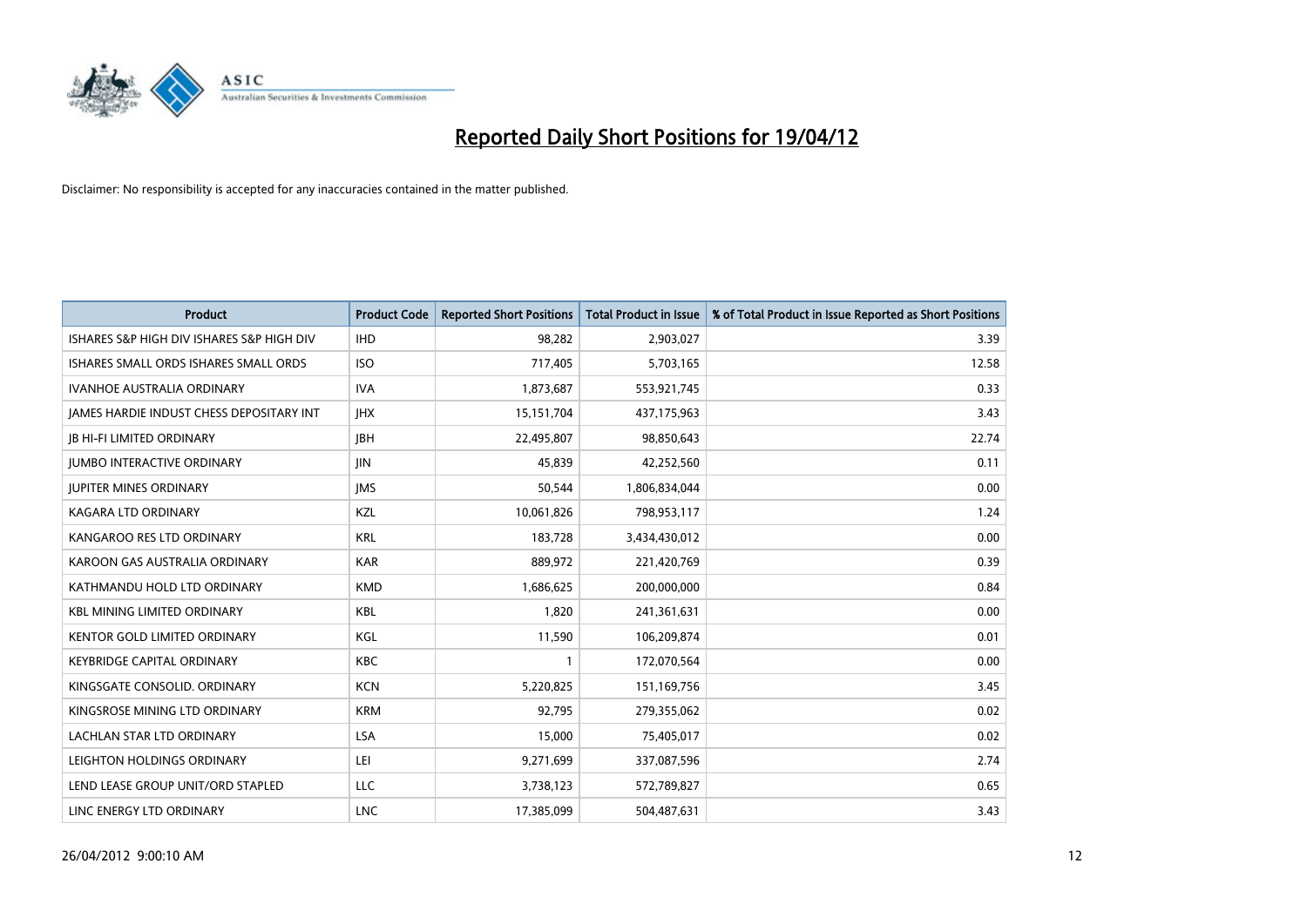# Reported Daily Short Positions for 19/04/12

Disclaimer: No responsibility is accepted for any inaccuracies contained in the matter published.

| Product | Product Code | Reported Short Positions | Total Product in Issue | % of Total Product in Issue Reported as Short Positions |
|---|---|---|---|---|
| ISHARES S&P HIGH DIV ISHARES S&P HIGH DIV | IHD | 98,282 | 2,903,027 | 3.39 |
| ISHARES SMALL ORDS ISHARES SMALL ORDS | ISO | 717,405 | 5,703,165 | 12.58 |
| IVANHOE AUSTRALIA ORDINARY | IVA | 1,873,687 | 553,921,745 | 0.33 |
| JAMES HARDIE INDUST CHESS DEPOSITARY INT | JHX | 15,151,704 | 437,175,963 | 3.43 |
| JB HI-FI LIMITED ORDINARY | JBH | 22,495,807 | 98,850,643 | 22.74 |
| JUMBO INTERACTIVE ORDINARY | JIN | 45,839 | 42,252,560 | 0.11 |
| JUPITER MINES ORDINARY | JMS | 50,544 | 1,806,834,044 | 0.00 |
| KAGARA LTD ORDINARY | KZL | 10,061,826 | 798,953,117 | 1.24 |
| KANGAROO RES LTD ORDINARY | KRL | 183,728 | 3,434,430,012 | 0.00 |
| KAROON GAS AUSTRALIA ORDINARY | KAR | 889,972 | 221,420,769 | 0.39 |
| KATHMANDU HOLD LTD ORDINARY | KMD | 1,686,625 | 200,000,000 | 0.84 |
| KBL MINING LIMITED ORDINARY | KBL | 1,820 | 241,361,631 | 0.00 |
| KENTOR GOLD LIMITED ORDINARY | KGL | 11,590 | 106,209,874 | 0.01 |
| KEYBRIDGE CAPITAL ORDINARY | KBC | 1 | 172,070,564 | 0.00 |
| KINGSGATE CONSOLID. ORDINARY | KCN | 5,220,825 | 151,169,756 | 3.45 |
| KINGSROSE MINING LTD ORDINARY | KRM | 92,795 | 279,355,062 | 0.02 |
| LACHLAN STAR LTD ORDINARY | LSA | 15,000 | 75,405,017 | 0.02 |
| LEIGHTON HOLDINGS ORDINARY | LEI | 9,271,699 | 337,087,596 | 2.74 |
| LEND LEASE GROUP UNIT/ORD STAPLED | LLC | 3,738,123 | 572,789,827 | 0.65 |
| LINC ENERGY LTD ORDINARY | LNC | 17,385,099 | 504,487,631 | 3.43 |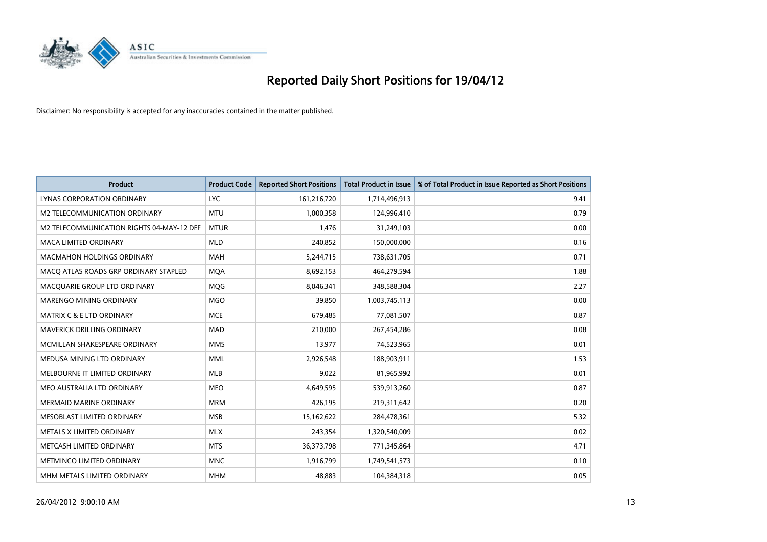# Reported Daily Short Positions for 19/04/12

Disclaimer: No responsibility is accepted for any inaccuracies contained in the matter published.

| Product | Product Code | Reported Short Positions | Total Product in Issue | % of Total Product in Issue Reported as Short Positions |
|---|---|---|---|---|
| LYNAS CORPORATION ORDINARY | LYC | 161,216,720 | 1,714,496,913 | 9.41 |
| M2 TELECOMMUNICATION ORDINARY | MTU | 1,000,358 | 124,996,410 | 0.79 |
| M2 TELECOMMUNICATION RIGHTS 04-MAY-12 DEF | MTUR | 1,476 | 31,249,103 | 0.00 |
| MACA LIMITED ORDINARY | MLD | 240,852 | 150,000,000 | 0.16 |
| MACMAHON HOLDINGS ORDINARY | MAH | 5,244,715 | 738,631,705 | 0.71 |
| MACQ ATLAS ROADS GRP ORDINARY STAPLED | MQA | 8,692,153 | 464,279,594 | 1.88 |
| MACQUARIE GROUP LTD ORDINARY | MQG | 8,046,341 | 348,588,304 | 2.27 |
| MARENGO MINING ORDINARY | MGO | 39,850 | 1,003,745,113 | 0.00 |
| MATRIX C & E LTD ORDINARY | MCE | 679,485 | 77,081,507 | 0.87 |
| MAVERICK DRILLING ORDINARY | MAD | 210,000 | 267,454,286 | 0.08 |
| MCMILLAN SHAKESPEARE ORDINARY | MMS | 13,977 | 74,523,965 | 0.01 |
| MEDUSA MINING LTD ORDINARY | MML | 2,926,548 | 188,903,911 | 1.53 |
| MELBOURNE IT LIMITED ORDINARY | MLB | 9,022 | 81,965,992 | 0.01 |
| MEO AUSTRALIA LTD ORDINARY | MEO | 4,649,595 | 539,913,260 | 0.87 |
| MERMAID MARINE ORDINARY | MRM | 426,195 | 219,311,642 | 0.20 |
| MESOBLAST LIMITED ORDINARY | MSB | 15,162,622 | 284,478,361 | 5.32 |
| METALS X LIMITED ORDINARY | MLX | 243,354 | 1,320,540,009 | 0.02 |
| METCASH LIMITED ORDINARY | MTS | 36,373,798 | 771,345,864 | 4.71 |
| METMINCO LIMITED ORDINARY | MNC | 1,916,799 | 1,749,541,573 | 0.10 |
| MHM METALS LIMITED ORDINARY | MHM | 48,883 | 104,384,318 | 0.05 |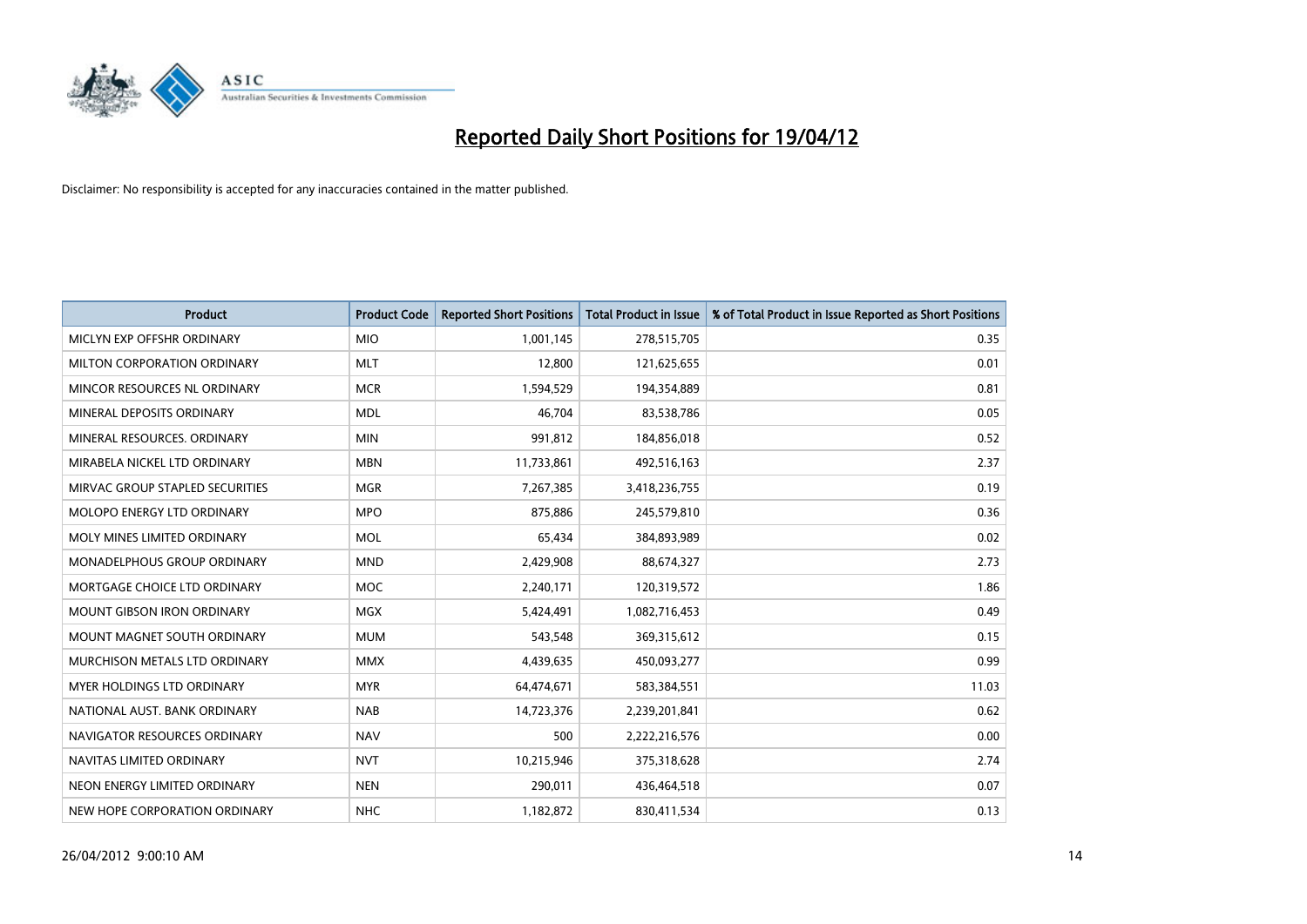# Reported Daily Short Positions for 19/04/12

Disclaimer: No responsibility is accepted for any inaccuracies contained in the matter published.

| Product | Product Code | Reported Short Positions | Total Product in Issue | % of Total Product in Issue Reported as Short Positions |
| --- | --- | --- | --- | --- |
| MICLYN EXP OFFSHR ORDINARY | MIO | 1,001,145 | 278,515,705 | 0.35 |
| MILTON CORPORATION ORDINARY | MLT | 12,800 | 121,625,655 | 0.01 |
| MINCOR RESOURCES NL ORDINARY | MCR | 1,594,529 | 194,354,889 | 0.81 |
| MINERAL DEPOSITS ORDINARY | MDL | 46,704 | 83,538,786 | 0.05 |
| MINERAL RESOURCES. ORDINARY | MIN | 991,812 | 184,856,018 | 0.52 |
| MIRABELA NICKEL LTD ORDINARY | MBN | 11,733,861 | 492,516,163 | 2.37 |
| MIRVAC GROUP STAPLED SECURITIES | MGR | 7,267,385 | 3,418,236,755 | 0.19 |
| MOLOPO ENERGY LTD ORDINARY | MPO | 875,886 | 245,579,810 | 0.36 |
| MOLY MINES LIMITED ORDINARY | MOL | 65,434 | 384,893,989 | 0.02 |
| MONADELPHOUS GROUP ORDINARY | MND | 2,429,908 | 88,674,327 | 2.73 |
| MORTGAGE CHOICE LTD ORDINARY | MOC | 2,240,171 | 120,319,572 | 1.86 |
| MOUNT GIBSON IRON ORDINARY | MGX | 5,424,491 | 1,082,716,453 | 0.49 |
| MOUNT MAGNET SOUTH ORDINARY | MUM | 543,548 | 369,315,612 | 0.15 |
| MURCHISON METALS LTD ORDINARY | MMX | 4,439,635 | 450,093,277 | 0.99 |
| MYER HOLDINGS LTD ORDINARY | MYR | 64,474,671 | 583,384,551 | 11.03 |
| NATIONAL AUST. BANK ORDINARY | NAB | 14,723,376 | 2,239,201,841 | 0.62 |
| NAVIGATOR RESOURCES ORDINARY | NAV | 500 | 2,222,216,576 | 0.00 |
| NAVITAS LIMITED ORDINARY | NVT | 10,215,946 | 375,318,628 | 2.74 |
| NEON ENERGY LIMITED ORDINARY | NEN | 290,011 | 436,464,518 | 0.07 |
| NEW HOPE CORPORATION ORDINARY | NHC | 1,182,872 | 830,411,534 | 0.13 |

26/04/2012 9:00:10 AM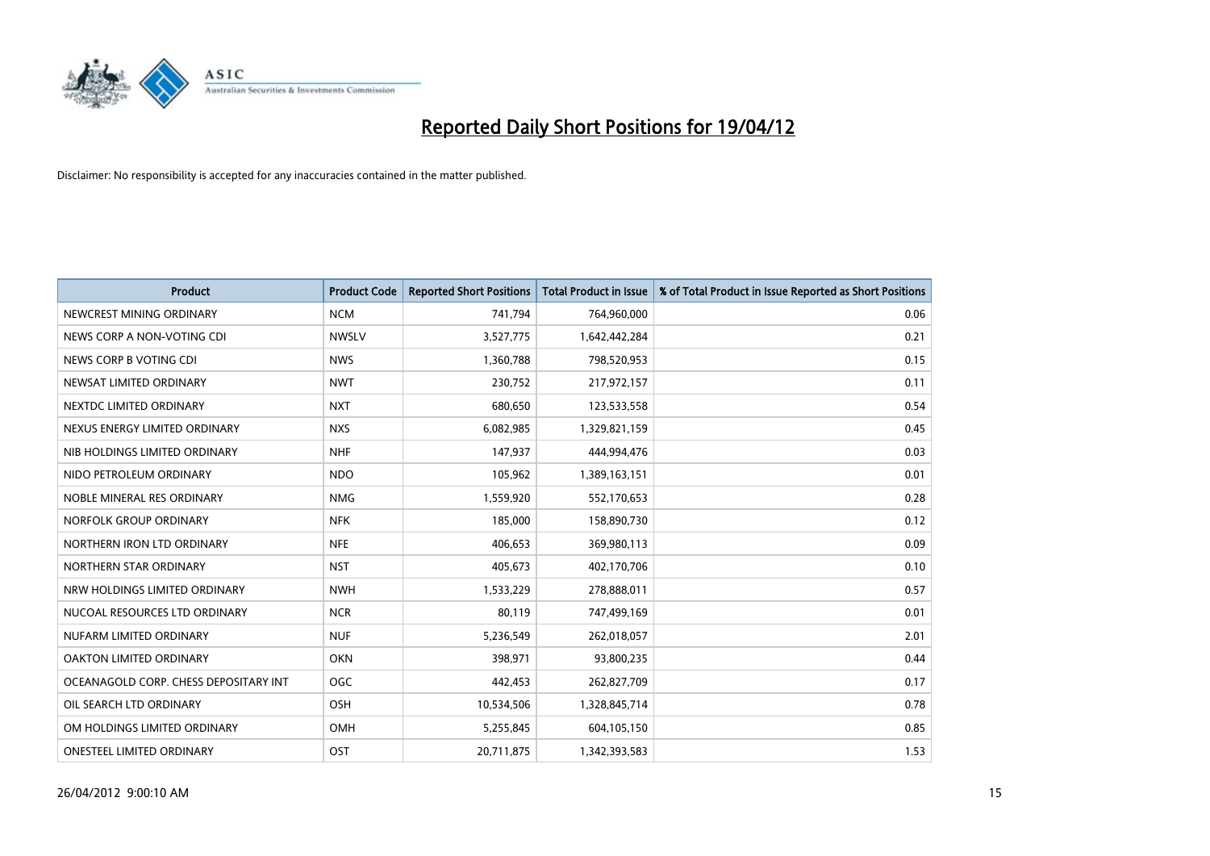# Reported Daily Short Positions for 19/04/12

Disclaimer: No responsibility is accepted for any inaccuracies contained in the matter published.

| Product | Product Code | Reported Short Positions | Total Product in Issue | % of Total Product in Issue Reported as Short Positions |
|---|---|---|---|---|
| NEWCREST MINING ORDINARY | NCM | 741,794 | 764,960,000 | 0.06 |
| NEWS CORP A NON-VOTING CDI | NWSLV | 3,527,775 | 1,642,442,284 | 0.21 |
| NEWS CORP B VOTING CDI | NWS | 1,360,788 | 798,520,953 | 0.15 |
| NEWSAT LIMITED ORDINARY | NWT | 230,752 | 217,972,157 | 0.11 |
| NEXTDC LIMITED ORDINARY | NXT | 680,650 | 123,533,558 | 0.54 |
| NEXUS ENERGY LIMITED ORDINARY | NXS | 6,082,985 | 1,329,821,159 | 0.45 |
| NIB HOLDINGS LIMITED ORDINARY | NHF | 147,937 | 444,994,476 | 0.03 |
| NIDO PETROLEUM ORDINARY | NDO | 105,962 | 1,389,163,151 | 0.01 |
| NOBLE MINERAL RES ORDINARY | NMG | 1,559,920 | 552,170,653 | 0.28 |
| NORFOLK GROUP ORDINARY | NFK | 185,000 | 158,890,730 | 0.12 |
| NORTHERN IRON LTD ORDINARY | NFE | 406,653 | 369,980,113 | 0.09 |
| NORTHERN STAR ORDINARY | NST | 405,673 | 402,170,706 | 0.10 |
| NRW HOLDINGS LIMITED ORDINARY | NWH | 1,533,229 | 278,888,011 | 0.57 |
| NUCOAL RESOURCES LTD ORDINARY | NCR | 80,119 | 747,499,169 | 0.01 |
| NUFARM LIMITED ORDINARY | NUF | 5,236,549 | 262,018,057 | 2.01 |
| OAKTON LIMITED ORDINARY | OKN | 398,971 | 93,800,235 | 0.44 |
| OCEANAGOLD CORP. CHESS DEPOSITARY INT | OGC | 442,453 | 262,827,709 | 0.17 |
| OIL SEARCH LTD ORDINARY | OSH | 10,534,506 | 1,328,845,714 | 0.78 |
| OM HOLDINGS LIMITED ORDINARY | OMH | 5,255,845 | 604,105,150 | 0.85 |
| ONESTEEL LIMITED ORDINARY | OST | 20,711,875 | 1,342,393,583 | 1.53 |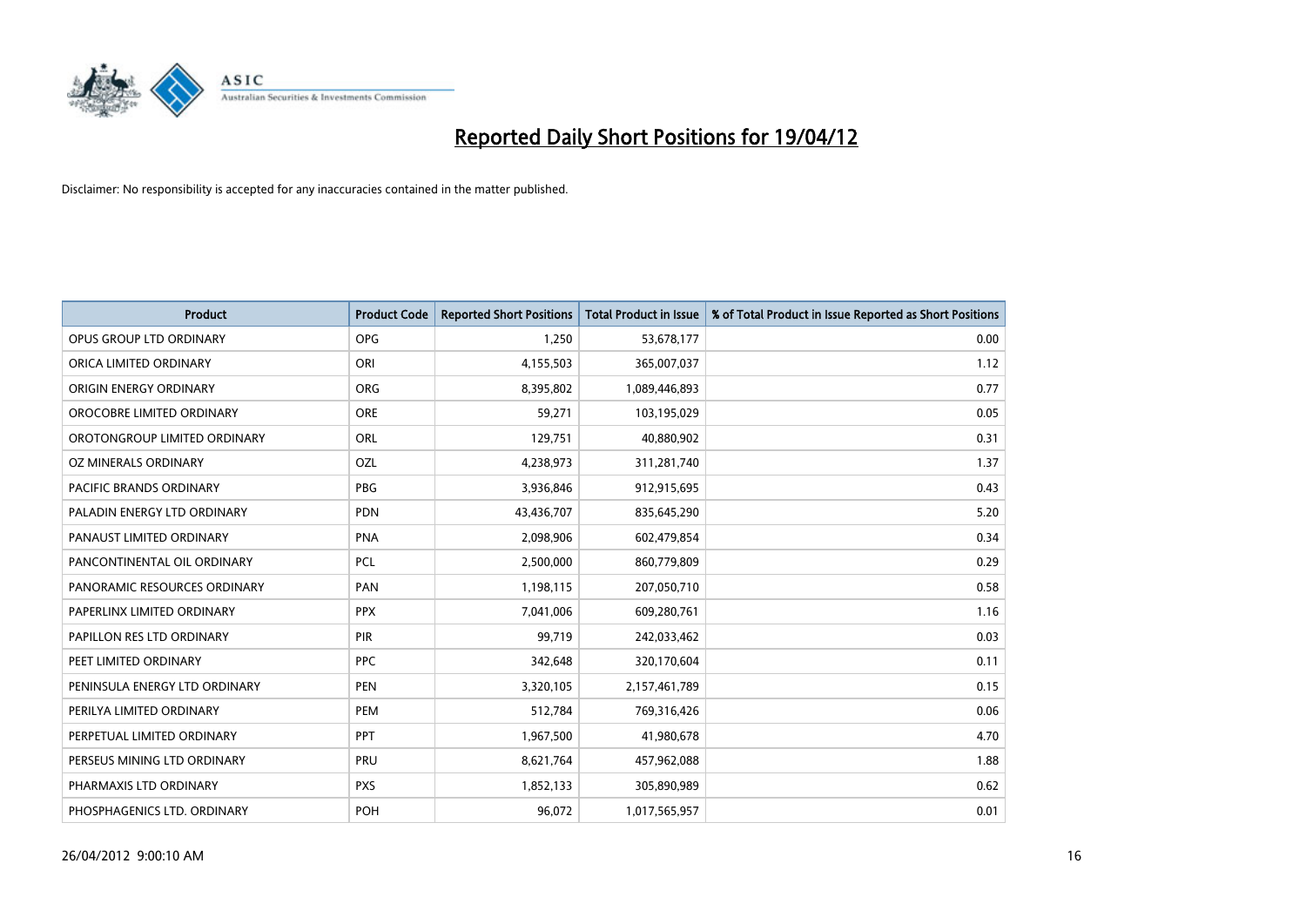# Reported Daily Short Positions for 19/04/12

Disclaimer: No responsibility is accepted for any inaccuracies contained in the matter published.

| Product | Product Code | Reported Short Positions | Total Product in Issue | % of Total Product in Issue Reported as Short Positions |
|---|---|---|---|---|
| OPUS GROUP LTD ORDINARY | OPG | 1,250 | 53,678,177 | 0.00 |
| ORICA LIMITED ORDINARY | ORI | 4,155,503 | 365,007,037 | 1.12 |
| ORIGIN ENERGY ORDINARY | ORG | 8,395,802 | 1,089,446,893 | 0.77 |
| OROCOBRE LIMITED ORDINARY | ORE | 59,271 | 103,195,029 | 0.05 |
| OROTONGROUP LIMITED ORDINARY | ORL | 129,751 | 40,880,902 | 0.31 |
| OZ MINERALS ORDINARY | OZL | 4,238,973 | 311,281,740 | 1.37 |
| PACIFIC BRANDS ORDINARY | PBG | 3,936,846 | 912,915,695 | 0.43 |
| PALADIN ENERGY LTD ORDINARY | PDN | 43,436,707 | 835,645,290 | 5.20 |
| PANAUST LIMITED ORDINARY | PNA | 2,098,906 | 602,479,854 | 0.34 |
| PANCONTINENTAL OIL ORDINARY | PCL | 2,500,000 | 860,779,809 | 0.29 |
| PANORAMIC RESOURCES ORDINARY | PAN | 1,198,115 | 207,050,710 | 0.58 |
| PAPERLINX LIMITED ORDINARY | PPX | 7,041,006 | 609,280,761 | 1.16 |
| PAPILLON RES LTD ORDINARY | PIR | 99,719 | 242,033,462 | 0.03 |
| PEET LIMITED ORDINARY | PPC | 342,648 | 320,170,604 | 0.11 |
| PENINSULA ENERGY LTD ORDINARY | PEN | 3,320,105 | 2,157,461,789 | 0.15 |
| PERILYA LIMITED ORDINARY | PEM | 512,784 | 769,316,426 | 0.06 |
| PERPETUAL LIMITED ORDINARY | PPT | 1,967,500 | 41,980,678 | 4.70 |
| PERSEUS MINING LTD ORDINARY | PRU | 8,621,764 | 457,962,088 | 1.88 |
| PHARMAXIS LTD ORDINARY | PXS | 1,852,133 | 305,890,989 | 0.62 |
| PHOSPHAGENICS LTD. ORDINARY | POH | 96,072 | 1,017,565,957 | 0.01 |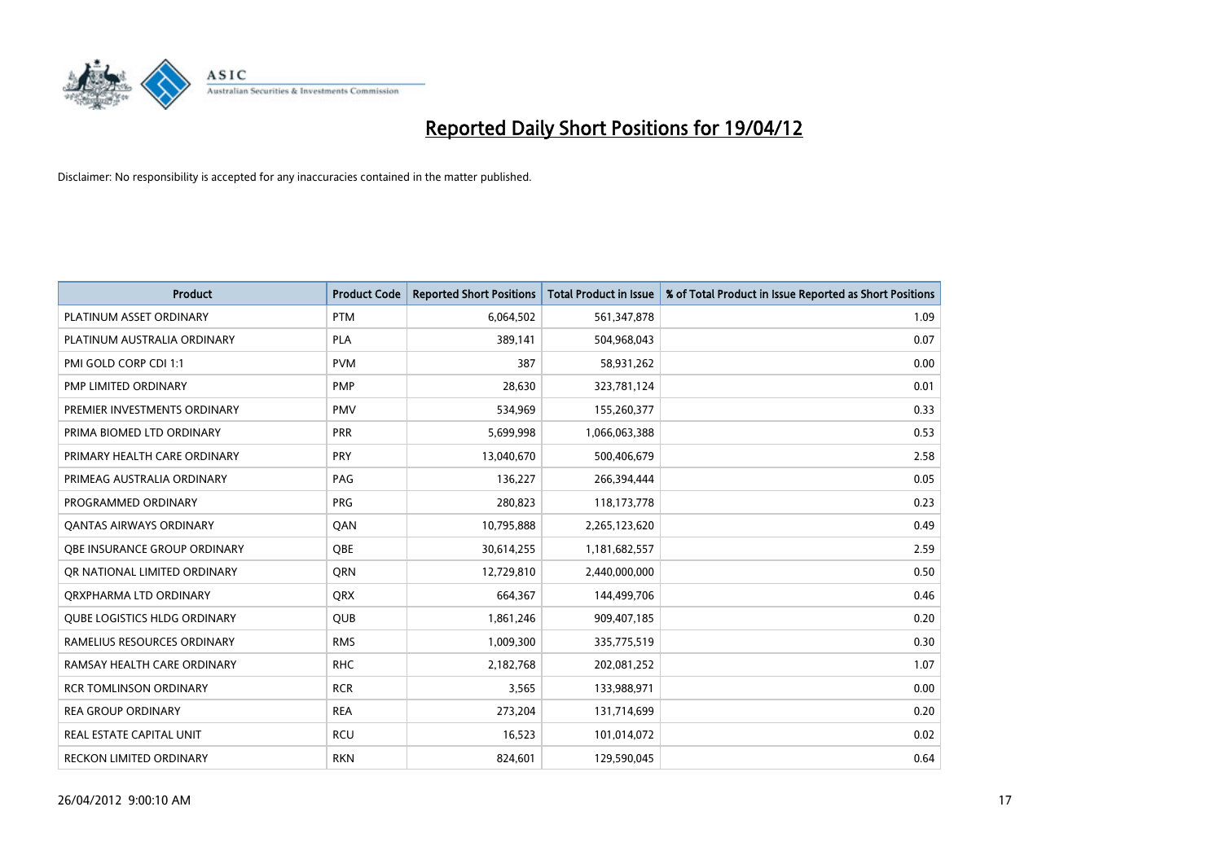# Reported Daily Short Positions for 19/04/12

Disclaimer: No responsibility is accepted for any inaccuracies contained in the matter published.

| Product | Product Code | Reported Short Positions | Total Product in Issue | % of Total Product in Issue Reported as Short Positions |
|---|---|---|---|---|
| PLATINUM ASSET ORDINARY | PTM | 6,064,502 | 561,347,878 | 1.09 |
| PLATINUM AUSTRALIA ORDINARY | PLA | 389,141 | 504,968,043 | 0.07 |
| PMI GOLD CORP CDI 1:1 | PVM | 387 | 58,931,262 | 0.00 |
| PMP LIMITED ORDINARY | PMP | 28,630 | 323,781,124 | 0.01 |
| PREMIER INVESTMENTS ORDINARY | PMV | 534,969 | 155,260,377 | 0.33 |
| PRIMA BIOMED LTD ORDINARY | PRR | 5,699,998 | 1,066,063,388 | 0.53 |
| PRIMARY HEALTH CARE ORDINARY | PRY | 13,040,670 | 500,406,679 | 2.58 |
| PRIMEAG AUSTRALIA ORDINARY | PAG | 136,227 | 266,394,444 | 0.05 |
| PROGRAMMED ORDINARY | PRG | 280,823 | 118,173,778 | 0.23 |
| QANTAS AIRWAYS ORDINARY | QAN | 10,795,888 | 2,265,123,620 | 0.49 |
| QBE INSURANCE GROUP ORDINARY | QBE | 30,614,255 | 1,181,682,557 | 2.59 |
| QR NATIONAL LIMITED ORDINARY | QRN | 12,729,810 | 2,440,000,000 | 0.50 |
| QRXPHARMA LTD ORDINARY | QRX | 664,367 | 144,499,706 | 0.46 |
| QUBE LOGISTICS HLDG ORDINARY | QUB | 1,861,246 | 909,407,185 | 0.20 |
| RAMELIUS RESOURCES ORDINARY | RMS | 1,009,300 | 335,775,519 | 0.30 |
| RAMSAY HEALTH CARE ORDINARY | RHC | 2,182,768 | 202,081,252 | 1.07 |
| RCR TOMLINSON ORDINARY | RCR | 3,565 | 133,988,971 | 0.00 |
| REA GROUP ORDINARY | REA | 273,204 | 131,714,699 | 0.20 |
| REAL ESTATE CAPITAL UNIT | RCU | 16,523 | 101,014,072 | 0.02 |
| RECKON LIMITED ORDINARY | RKN | 824,601 | 129,590,045 | 0.64 |

26/04/2012 9:00:10 AM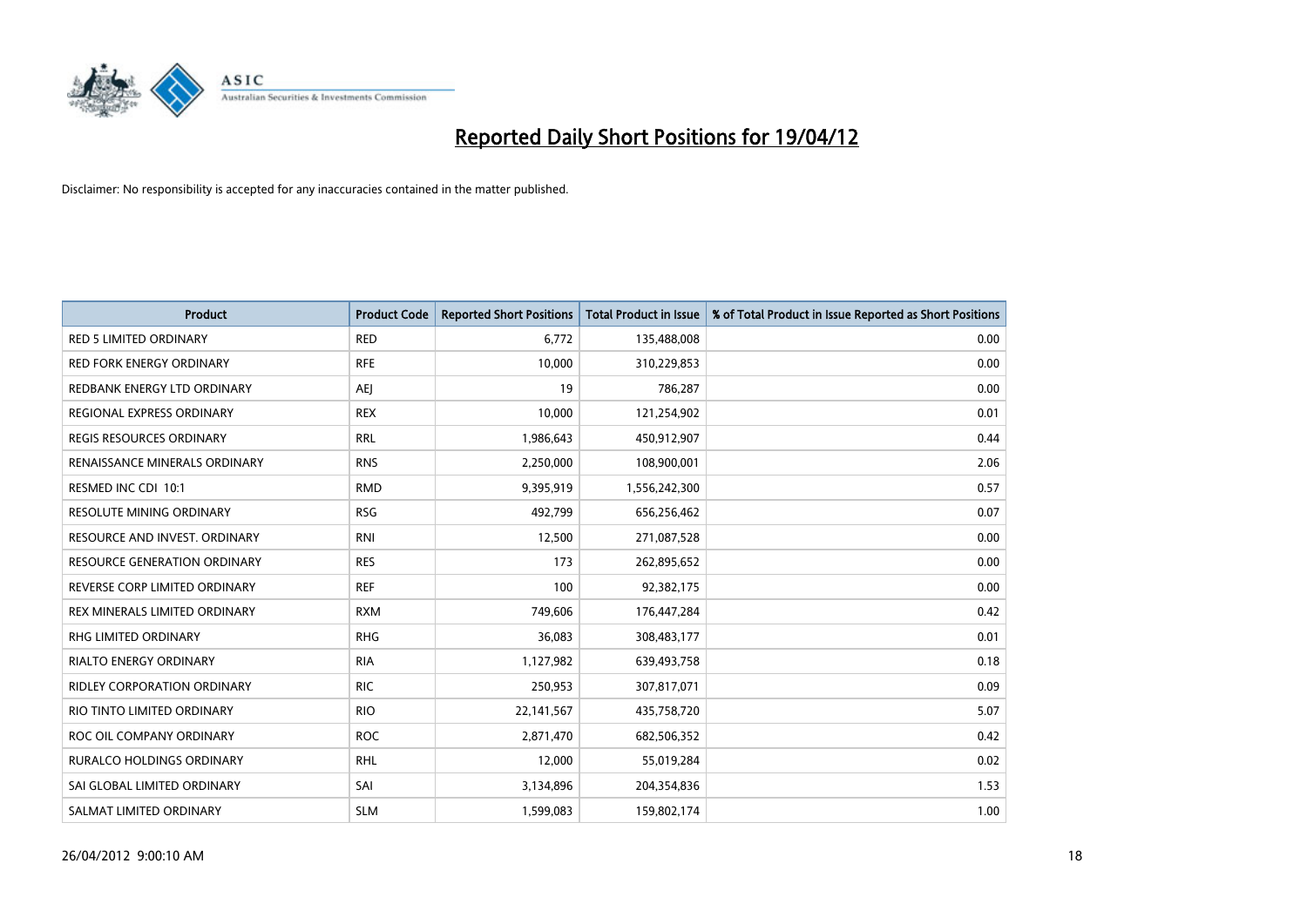# Reported Daily Short Positions for 19/04/12

Disclaimer: No responsibility is accepted for any inaccuracies contained in the matter published.

| Product | Product Code | Reported Short Positions | Total Product in Issue | % of Total Product in Issue Reported as Short Positions |
|---|---|---|---|---|
| RED 5 LIMITED ORDINARY | RED | 6,772 | 135,488,008 | 0.00 |
| RED FORK ENERGY ORDINARY | RFE | 10,000 | 310,229,853 | 0.00 |
| REDBANK ENERGY LTD ORDINARY | AEJ | 19 | 786,287 | 0.00 |
| REGIONAL EXPRESS ORDINARY | REX | 10,000 | 121,254,902 | 0.01 |
| REGIS RESOURCES ORDINARY | RRL | 1,986,643 | 450,912,907 | 0.44 |
| RENAISSANCE MINERALS ORDINARY | RNS | 2,250,000 | 108,900,001 | 2.06 |
| RESMED INC CDI 10:1 | RMD | 9,395,919 | 1,556,242,300 | 0.57 |
| RESOLUTE MINING ORDINARY | RSG | 492,799 | 656,256,462 | 0.07 |
| RESOURCE AND INVEST. ORDINARY | RNI | 12,500 | 271,087,528 | 0.00 |
| RESOURCE GENERATION ORDINARY | RES | 173 | 262,895,652 | 0.00 |
| REVERSE CORP LIMITED ORDINARY | REF | 100 | 92,382,175 | 0.00 |
| REX MINERALS LIMITED ORDINARY | RXM | 749,606 | 176,447,284 | 0.42 |
| RHG LIMITED ORDINARY | RHG | 36,083 | 308,483,177 | 0.01 |
| RIALTO ENERGY ORDINARY | RIA | 1,127,982 | 639,493,758 | 0.18 |
| RIDLEY CORPORATION ORDINARY | RIC | 250,953 | 307,817,071 | 0.09 |
| RIO TINTO LIMITED ORDINARY | RIO | 22,141,567 | 435,758,720 | 5.07 |
| ROC OIL COMPANY ORDINARY | ROC | 2,871,470 | 682,506,352 | 0.42 |
| RURALCO HOLDINGS ORDINARY | RHL | 12,000 | 55,019,284 | 0.02 |
| SAI GLOBAL LIMITED ORDINARY | SAI | 3,134,896 | 204,354,836 | 1.53 |
| SALMAT LIMITED ORDINARY | SLM | 1,599,083 | 159,802,174 | 1.00 |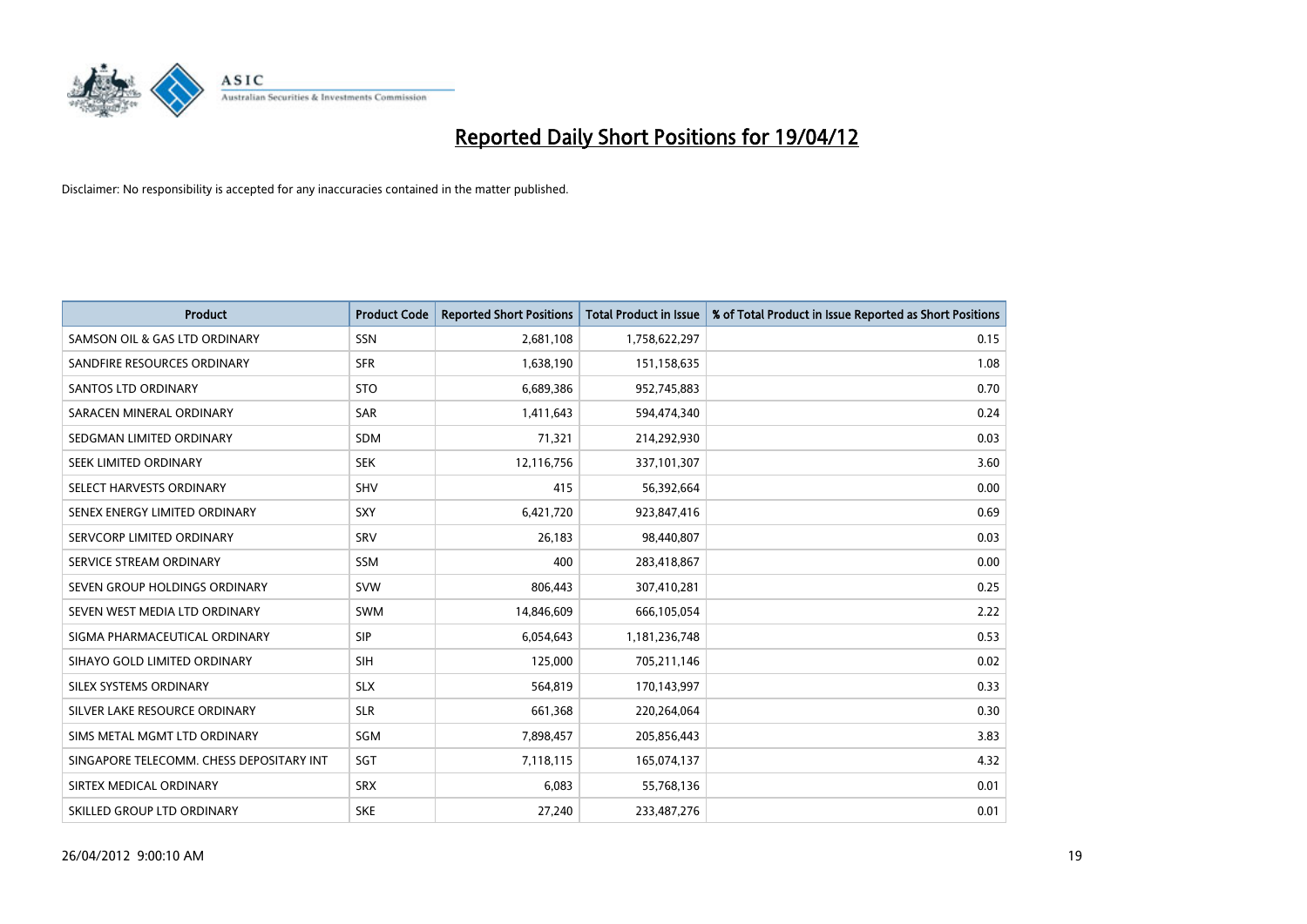# Reported Daily Short Positions for 19/04/12

Disclaimer: No responsibility is accepted for any inaccuracies contained in the matter published.

| Product | Product Code | Reported Short Positions | Total Product in Issue | % of Total Product in Issue Reported as Short Positions |
|---|---|---|---|---|
| SAMSON OIL & GAS LTD ORDINARY | SSN | 2,681,108 | 1,758,622,297 | 0.15 |
| SANDFIRE RESOURCES ORDINARY | SFR | 1,638,190 | 151,158,635 | 1.08 |
| SANTOS LTD ORDINARY | STO | 6,689,386 | 952,745,883 | 0.70 |
| SARACEN MINERAL ORDINARY | SAR | 1,411,643 | 594,474,340 | 0.24 |
| SEDGMAN LIMITED ORDINARY | SDM | 71,321 | 214,292,930 | 0.03 |
| SEEK LIMITED ORDINARY | SEK | 12,116,756 | 337,101,307 | 3.60 |
| SELECT HARVESTS ORDINARY | SHV | 415 | 56,392,664 | 0.00 |
| SENEX ENERGY LIMITED ORDINARY | SXY | 6,421,720 | 923,847,416 | 0.69 |
| SERVCORP LIMITED ORDINARY | SRV | 26,183 | 98,440,807 | 0.03 |
| SERVICE STREAM ORDINARY | SSM | 400 | 283,418,867 | 0.00 |
| SEVEN GROUP HOLDINGS ORDINARY | SVW | 806,443 | 307,410,281 | 0.25 |
| SEVEN WEST MEDIA LTD ORDINARY | SWM | 14,846,609 | 666,105,054 | 2.22 |
| SIGMA PHARMACEUTICAL ORDINARY | SIP | 6,054,643 | 1,181,236,748 | 0.53 |
| SIHAYO GOLD LIMITED ORDINARY | SIH | 125,000 | 705,211,146 | 0.02 |
| SILEX SYSTEMS ORDINARY | SLX | 564,819 | 170,143,997 | 0.33 |
| SILVER LAKE RESOURCE ORDINARY | SLR | 661,368 | 220,264,064 | 0.30 |
| SIMS METAL MGMT LTD ORDINARY | SGM | 7,898,457 | 205,856,443 | 3.83 |
| SINGAPORE TELECOMM. CHESS DEPOSITARY INT | SGT | 7,118,115 | 165,074,137 | 4.32 |
| SIRTEX MEDICAL ORDINARY | SRX | 6,083 | 55,768,136 | 0.01 |
| SKILLED GROUP LTD ORDINARY | SKE | 27,240 | 233,487,276 | 0.01 |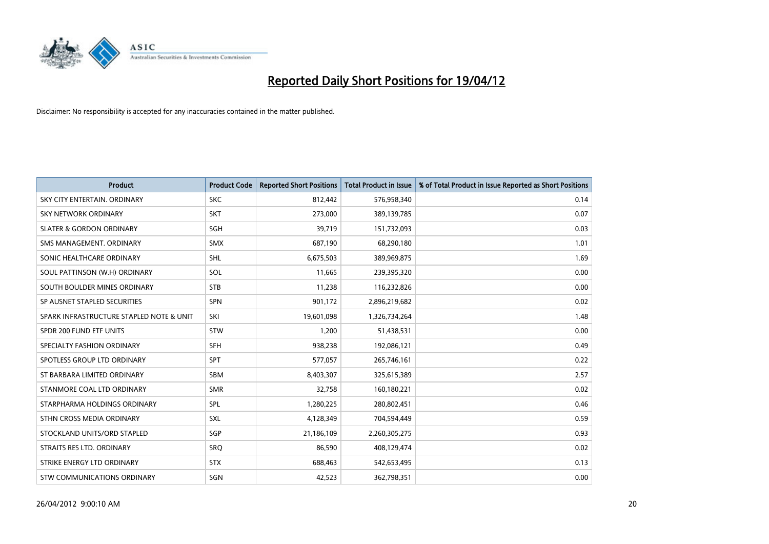# Reported Daily Short Positions for 19/04/12

Disclaimer: No responsibility is accepted for any inaccuracies contained in the matter published.

| Product | Product Code | Reported Short Positions | Total Product in Issue | % of Total Product in Issue Reported as Short Positions |
|---|---|---|---|---|
| SKY CITY ENTERTAIN. ORDINARY | SKC | 812,442 | 576,958,340 | 0.14 |
| SKY NETWORK ORDINARY | SKT | 273,000 | 389,139,785 | 0.07 |
| SLATER & GORDON ORDINARY | SGH | 39,719 | 151,732,093 | 0.03 |
| SMS MANAGEMENT. ORDINARY | SMX | 687,190 | 68,290,180 | 1.01 |
| SONIC HEALTHCARE ORDINARY | SHL | 6,675,503 | 389,969,875 | 1.69 |
| SOUL PATTINSON (W.H) ORDINARY | SOL | 11,665 | 239,395,320 | 0.00 |
| SOUTH BOULDER MINES ORDINARY | STB | 11,238 | 116,232,826 | 0.00 |
| SP AUSNET STAPLED SECURITIES | SPN | 901,172 | 2,896,219,682 | 0.02 |
| SPARK INFRASTRUCTURE STAPLED NOTE & UNIT | SKI | 19,601,098 | 1,326,734,264 | 1.48 |
| SPDR 200 FUND ETF UNITS | STW | 1,200 | 51,438,531 | 0.00 |
| SPECIALTY FASHION ORDINARY | SFH | 938,238 | 192,086,121 | 0.49 |
| SPOTLESS GROUP LTD ORDINARY | SPT | 577,057 | 265,746,161 | 0.22 |
| ST BARBARA LIMITED ORDINARY | SBM | 8,403,307 | 325,615,389 | 2.57 |
| STANMORE COAL LTD ORDINARY | SMR | 32,758 | 160,180,221 | 0.02 |
| STARPHARMA HOLDINGS ORDINARY | SPL | 1,280,225 | 280,802,451 | 0.46 |
| STHN CROSS MEDIA ORDINARY | SXL | 4,128,349 | 704,594,449 | 0.59 |
| STOCKLAND UNITS/ORD STAPLED | SGP | 21,186,109 | 2,260,305,275 | 0.93 |
| STRAITS RES LTD. ORDINARY | SRQ | 86,590 | 408,129,474 | 0.02 |
| STRIKE ENERGY LTD ORDINARY | STX | 688,463 | 542,653,495 | 0.13 |
| STW COMMUNICATIONS ORDINARY | SGN | 42,523 | 362,798,351 | 0.00 |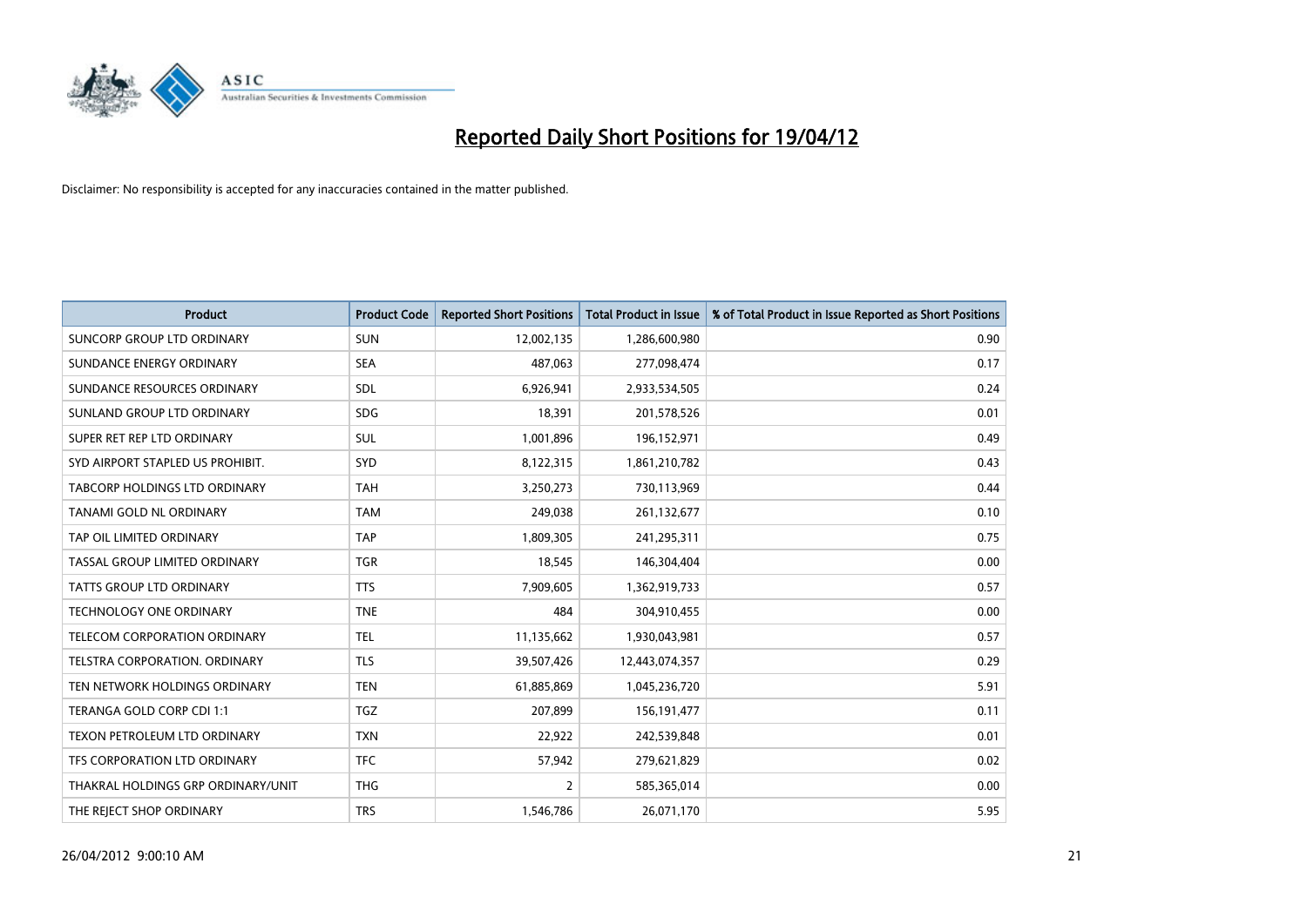# Reported Daily Short Positions for 19/04/12

Disclaimer: No responsibility is accepted for any inaccuracies contained in the matter published.

| Product | Product Code | Reported Short Positions | Total Product in Issue | % of Total Product in Issue Reported as Short Positions |
|---|---|---|---|---|
| SUNCORP GROUP LTD ORDINARY | SUN | 12,002,135 | 1,286,600,980 | 0.90 |
| SUNDANCE ENERGY ORDINARY | SEA | 487,063 | 277,098,474 | 0.17 |
| SUNDANCE RESOURCES ORDINARY | SDL | 6,926,941 | 2,933,534,505 | 0.24 |
| SUNLAND GROUP LTD ORDINARY | SDG | 18,391 | 201,578,526 | 0.01 |
| SUPER RET REP LTD ORDINARY | SUL | 1,001,896 | 196,152,971 | 0.49 |
| SYD AIRPORT STAPLED US PROHIBIT. | SYD | 8,122,315 | 1,861,210,782 | 0.43 |
| TABCORP HOLDINGS LTD ORDINARY | TAH | 3,250,273 | 730,113,969 | 0.44 |
| TANAMI GOLD NL ORDINARY | TAM | 249,038 | 261,132,677 | 0.10 |
| TAP OIL LIMITED ORDINARY | TAP | 1,809,305 | 241,295,311 | 0.75 |
| TASSAL GROUP LIMITED ORDINARY | TGR | 18,545 | 146,304,404 | 0.00 |
| TATTS GROUP LTD ORDINARY | TTS | 7,909,605 | 1,362,919,733 | 0.57 |
| TECHNOLOGY ONE ORDINARY | TNE | 484 | 304,910,455 | 0.00 |
| TELECOM CORPORATION ORDINARY | TEL | 11,135,662 | 1,930,043,981 | 0.57 |
| TELSTRA CORPORATION. ORDINARY | TLS | 39,507,426 | 12,443,074,357 | 0.29 |
| TEN NETWORK HOLDINGS ORDINARY | TEN | 61,885,869 | 1,045,236,720 | 5.91 |
| TERANGA GOLD CORP CDI 1:1 | TGZ | 207,899 | 156,191,477 | 0.11 |
| TEXON PETROLEUM LTD ORDINARY | TXN | 22,922 | 242,539,848 | 0.01 |
| TFS CORPORATION LTD ORDINARY | TFC | 57,942 | 279,621,829 | 0.02 |
| THAKRAL HOLDINGS GRP ORDINARY/UNIT | THG | 2 | 585,365,014 | 0.00 |
| THE REJECT SHOP ORDINARY | TRS | 1,546,786 | 26,071,170 | 5.95 |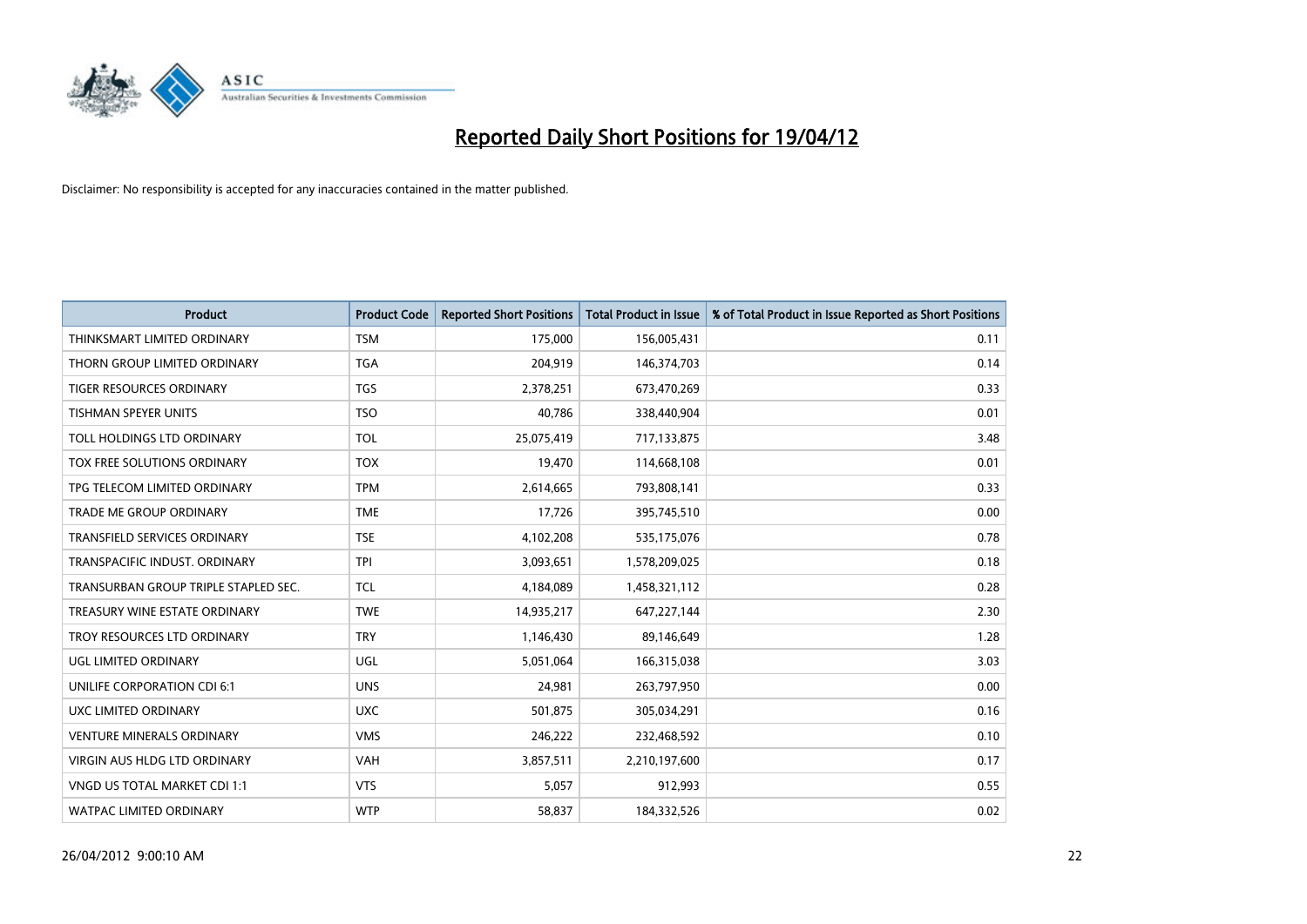# Reported Daily Short Positions for 19/04/12

Disclaimer: No responsibility is accepted for any inaccuracies contained in the matter published.

| Product | Product Code | Reported Short Positions | Total Product in Issue | % of Total Product in Issue Reported as Short Positions |
|---|---|---|---|---|
| THINKSMART LIMITED ORDINARY | TSM | 175,000 | 156,005,431 | 0.11 |
| THORN GROUP LIMITED ORDINARY | TGA | 204,919 | 146,374,703 | 0.14 |
| TIGER RESOURCES ORDINARY | TGS | 2,378,251 | 673,470,269 | 0.33 |
| TISHMAN SPEYER UNITS | TSO | 40,786 | 338,440,904 | 0.01 |
| TOLL HOLDINGS LTD ORDINARY | TOL | 25,075,419 | 717,133,875 | 3.48 |
| TOX FREE SOLUTIONS ORDINARY | TOX | 19,470 | 114,668,108 | 0.01 |
| TPG TELECOM LIMITED ORDINARY | TPM | 2,614,665 | 793,808,141 | 0.33 |
| TRADE ME GROUP ORDINARY | TME | 17,726 | 395,745,510 | 0.00 |
| TRANSFIELD SERVICES ORDINARY | TSE | 4,102,208 | 535,175,076 | 0.78 |
| TRANSPACIFIC INDUST. ORDINARY | TPI | 3,093,651 | 1,578,209,025 | 0.18 |
| TRANSURBAN GROUP TRIPLE STAPLED SEC. | TCL | 4,184,089 | 1,458,321,112 | 0.28 |
| TREASURY WINE ESTATE ORDINARY | TWE | 14,935,217 | 647,227,144 | 2.30 |
| TROY RESOURCES LTD ORDINARY | TRY | 1,146,430 | 89,146,649 | 1.28 |
| UGL LIMITED ORDINARY | UGL | 5,051,064 | 166,315,038 | 3.03 |
| UNILIFE CORPORATION CDI 6:1 | UNS | 24,981 | 263,797,950 | 0.00 |
| UXC LIMITED ORDINARY | UXC | 501,875 | 305,034,291 | 0.16 |
| VENTURE MINERALS ORDINARY | VMS | 246,222 | 232,468,592 | 0.10 |
| VIRGIN AUS HLDG LTD ORDINARY | VAH | 3,857,511 | 2,210,197,600 | 0.17 |
| VNGD US TOTAL MARKET CDI 1:1 | VTS | 5,057 | 912,993 | 0.55 |
| WATPAC LIMITED ORDINARY | WTP | 58,837 | 184,332,526 | 0.02 |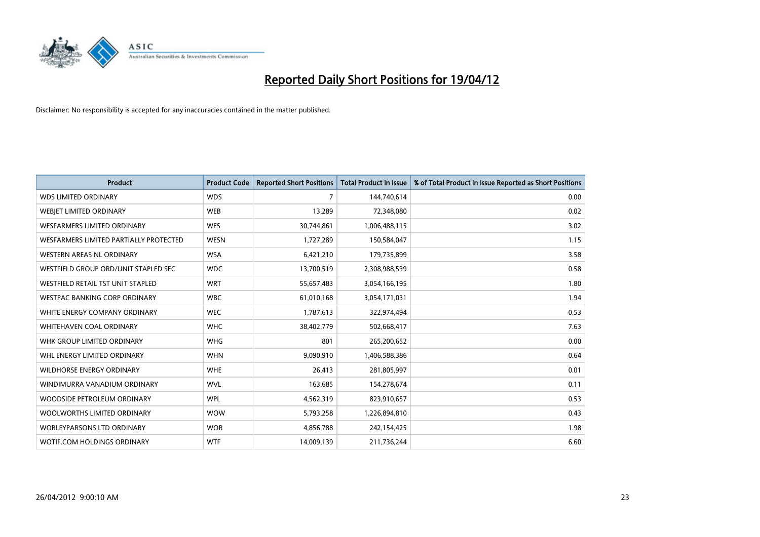# Reported Daily Short Positions for 19/04/12

Disclaimer: No responsibility is accepted for any inaccuracies contained in the matter published.

| Product | Product Code | Reported Short Positions | Total Product in Issue | % of Total Product in Issue Reported as Short Positions |
|---|---|---|---|---|
| WDS LIMITED ORDINARY | WDS | 7 | 144,740,614 | 0.00 |
| WEBJET LIMITED ORDINARY | WEB | 13,289 | 72,348,080 | 0.02 |
| WESFARMERS LIMITED ORDINARY | WES | 30,744,861 | 1,006,488,115 | 3.02 |
| WESFARMERS LIMITED PARTIALLY PROTECTED | WESN | 1,727,289 | 150,584,047 | 1.15 |
| WESTERN AREAS NL ORDINARY | WSA | 6,421,210 | 179,735,899 | 3.58 |
| WESTFIELD GROUP ORD/UNIT STAPLED SEC | WDC | 13,700,519 | 2,308,988,539 | 0.58 |
| WESTFIELD RETAIL TST UNIT STAPLED | WRT | 55,657,483 | 3,054,166,195 | 1.80 |
| WESTPAC BANKING CORP ORDINARY | WBC | 61,010,168 | 3,054,171,031 | 1.94 |
| WHITE ENERGY COMPANY ORDINARY | WEC | 1,787,613 | 322,974,494 | 0.53 |
| WHITEHAVEN COAL ORDINARY | WHC | 38,402,779 | 502,668,417 | 7.63 |
| WHK GROUP LIMITED ORDINARY | WHG | 801 | 265,200,652 | 0.00 |
| WHL ENERGY LIMITED ORDINARY | WHN | 9,090,910 | 1,406,588,386 | 0.64 |
| WILDHORSE ENERGY ORDINARY | WHE | 26,413 | 281,805,997 | 0.01 |
| WINDIMURRA VANADIUM ORDINARY | WVL | 163,685 | 154,278,674 | 0.11 |
| WOODSIDE PETROLEUM ORDINARY | WPL | 4,562,319 | 823,910,657 | 0.53 |
| WOOLWORTHS LIMITED ORDINARY | WOW | 5,793,258 | 1,226,894,810 | 0.43 |
| WORLEYPARSONS LTD ORDINARY | WOR | 4,856,788 | 242,154,425 | 1.98 |
| WOTIF.COM HOLDINGS ORDINARY | WTF | 14,009,139 | 211,736,244 | 6.60 |